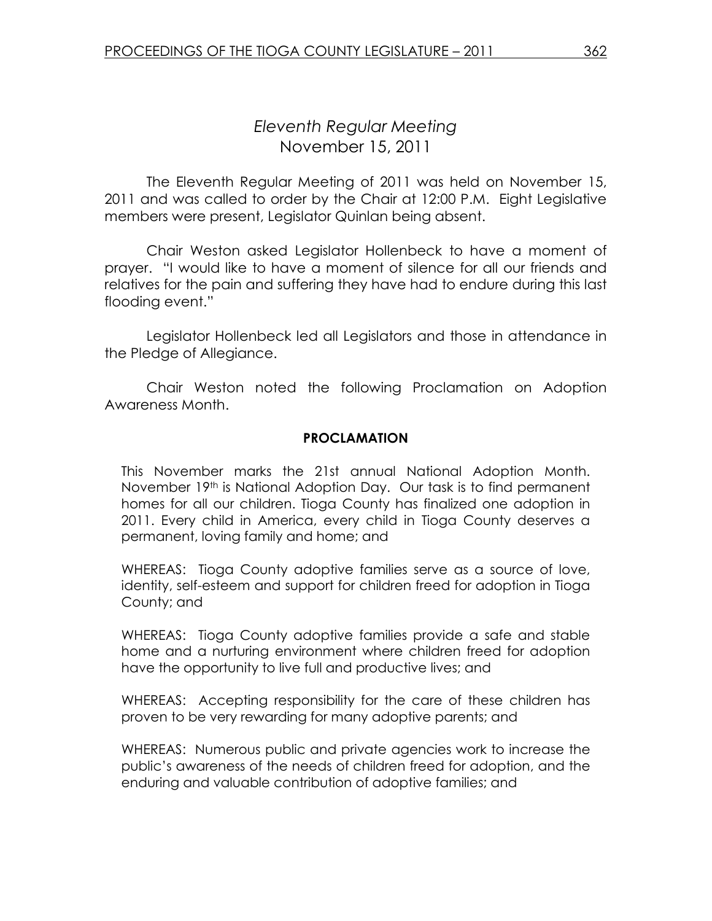# *Eleventh Regular Meeting*
## November 15, 2011

The Eleventh Regular Meeting of 2011 was held on November 15, 2011 and was called to order by the Chair at 12:00 P.M. Eight Legislative members were present, Legislator Quinlan being absent.

Chair Weston asked Legislator Hollenbeck to have a moment of prayer. "I would like to have a moment of silence for all our friends and relatives for the pain and suffering they have had to endure during this last flooding event."

Legislator Hollenbeck led all Legislators and those in attendance in the Pledge of Allegiance.

Chair Weston noted the following Proclamation on Adoption Awareness Month.

**PROCLAMATION**

This November marks the 21st annual National Adoption Month. November 19th is National Adoption Day. Our task is to find permanent homes for all our children. Tioga County has finalized one adoption in 2011. Every child in America, every child in Tioga County deserves a permanent, loving family and home; and

WHEREAS: Tioga County adoptive families serve as a source of love, identity, self-esteem and support for children freed for adoption in Tioga County; and

WHEREAS: Tioga County adoptive families provide a safe and stable home and a nurturing environment where children freed for adoption have the opportunity to live full and productive lives; and

WHEREAS: Accepting responsibility for the care of these children has proven to be very rewarding for many adoptive parents; and

WHEREAS: Numerous public and private agencies work to increase the public's awareness of the needs of children freed for adoption, and the enduring and valuable contribution of adoptive families; and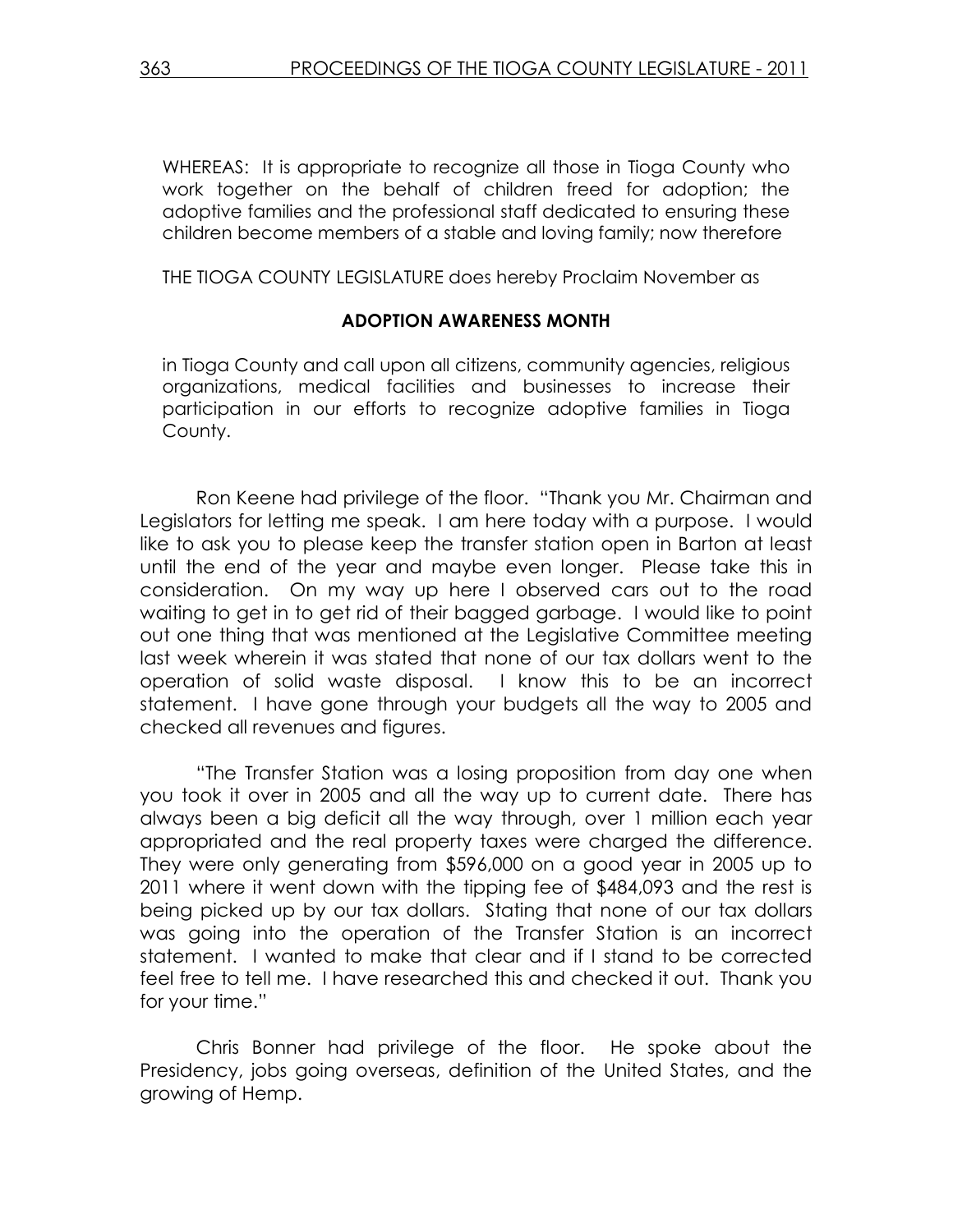WHEREAS: It is appropriate to recognize all those in Tioga County who work together on the behalf of children freed for adoption; the adoptive families and the professional staff dedicated to ensuring these children become members of a stable and loving family; now therefore

THE TIOGA COUNTY LEGISLATURE does hereby Proclaim November as

**ADOPTION AWARENESS MONTH**

in Tioga County and call upon all citizens, community agencies, religious organizations, medical facilities and businesses to increase their participation in our efforts to recognize adoptive families in Tioga County.

Ron Keene had privilege of the floor. "Thank you Mr. Chairman and Legislators for letting me speak. I am here today with a purpose. I would like to ask you to please keep the transfer station open in Barton at least until the end of the year and maybe even longer. Please take this in consideration. On my way up here I observed cars out to the road waiting to get in to get rid of their bagged garbage. I would like to point out one thing that was mentioned at the Legislative Committee meeting last week wherein it was stated that none of our tax dollars went to the operation of solid waste disposal. I know this to be an incorrect statement. I have gone through your budgets all the way to 2005 and checked all revenues and figures.

"The Transfer Station was a losing proposition from day one when you took it over in 2005 and all the way up to current date. There has always been a big deficit all the way through, over 1 million each year appropriated and the real property taxes were charged the difference. They were only generating from $596,000 on a good year in 2005 up to 2011 where it went down with the tipping fee of $484,093 and the rest is being picked up by our tax dollars. Stating that none of our tax dollars was going into the operation of the Transfer Station is an incorrect statement. I wanted to make that clear and if I stand to be corrected feel free to tell me. I have researched this and checked it out. Thank you for your time."

Chris Bonner had privilege of the floor. He spoke about the Presidency, jobs going overseas, definition of the United States, and the growing of Hemp.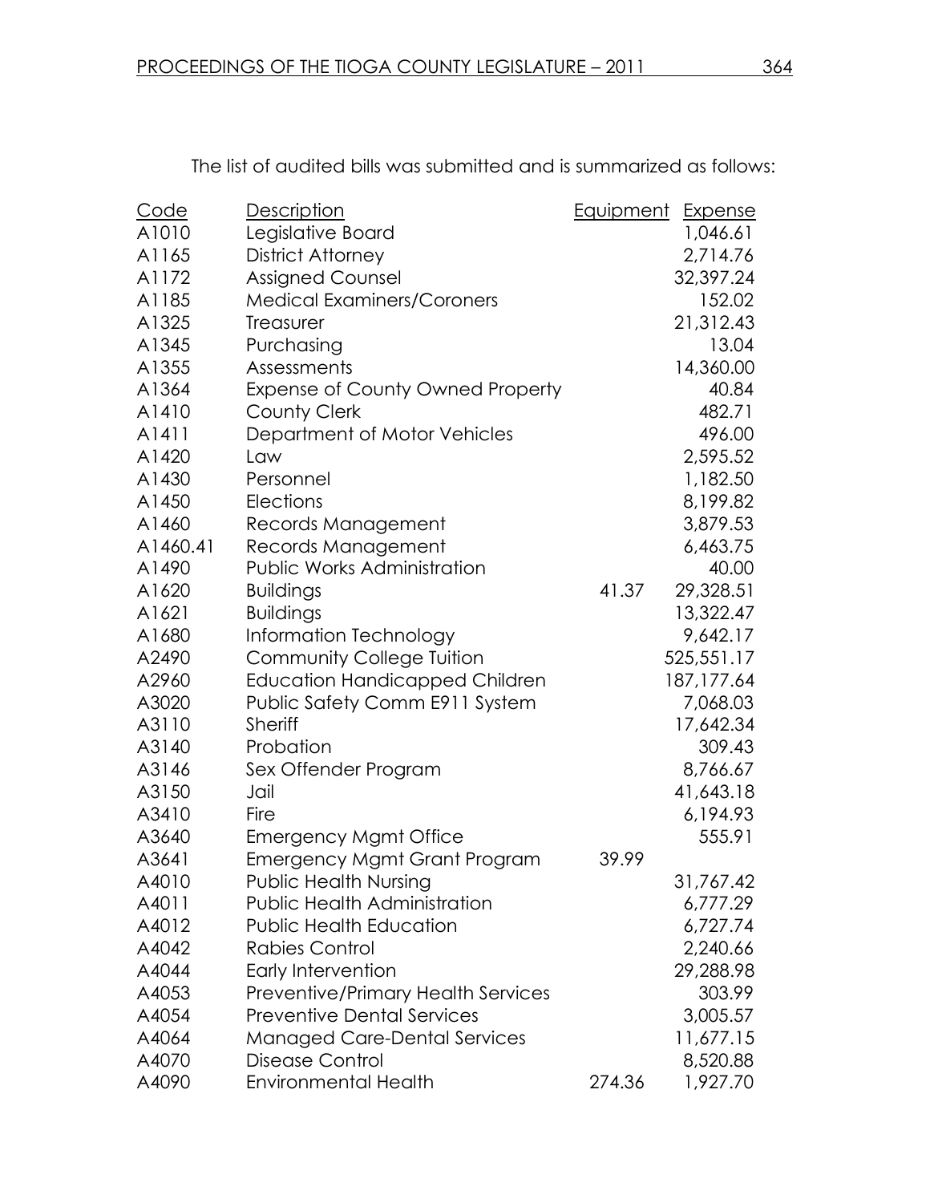The list of audited bills was submitted and is summarized as follows:

| Code | Description | Equipment | Expense |
|---|---|---|---|
| A1010 | Legislative Board | | 1,046.61 |
| A1165 | District Attorney | | 2,714.76 |
| A1172 | Assigned Counsel | | 32,397.24 |
| A1185 | Medical Examiners/Coroners | | 152.02 |
| A1325 | Treasurer | | 21,312.43 |
| A1345 | Purchasing | | 13.04 |
| A1355 | Assessments | | 14,360.00 |
| A1364 | Expense of County Owned Property | | 40.84 |
| A1410 | County Clerk | | 482.71 |
| A1411 | Department of Motor Vehicles | | 496.00 |
| A1420 | Law | | 2,595.52 |
| A1430 | Personnel | | 1,182.50 |
| A1450 | Elections | | 8,199.82 |
| A1460 | Records Management | | 3,879.53 |
| A1460.41 | Records Management | | 6,463.75 |
| A1490 | Public Works Administration | | 40.00 |
| A1620 | Buildings | 41.37 | 29,328.51 |
| A1621 | Buildings | | 13,322.47 |
| A1680 | Information Technology | | 9,642.17 |
| A2490 | Community College Tuition | | 525,551.17 |
| A2960 | Education Handicapped Children | | 187,177.64 |
| A3020 | Public Safety Comm E911 System | | 7,068.03 |
| A3110 | Sheriff | | 17,642.34 |
| A3140 | Probation | | 309.43 |
| A3146 | Sex Offender Program | | 8,766.67 |
| A3150 | Jail | | 41,643.18 |
| A3410 | Fire | | 6,194.93 |
| A3640 | Emergency Mgmt Office | | 555.91 |
| A3641 | Emergency Mgmt Grant Program | 39.99 | |
| A4010 | Public Health Nursing | | 31,767.42 |
| A4011 | Public Health Administration | | 6,777.29 |
| A4012 | Public Health Education | | 6,727.74 |
| A4042 | Rabies Control | | 2,240.66 |
| A4044 | Early Intervention | | 29,288.98 |
| A4053 | Preventive/Primary Health Services | | 303.99 |
| A4054 | Preventive Dental Services | | 3,005.57 |
| A4064 | Managed Care-Dental Services | | 11,677.15 |
| A4070 | Disease Control | | 8,520.88 |
| A4090 | Environmental Health | 274.36 | 1,927.70 |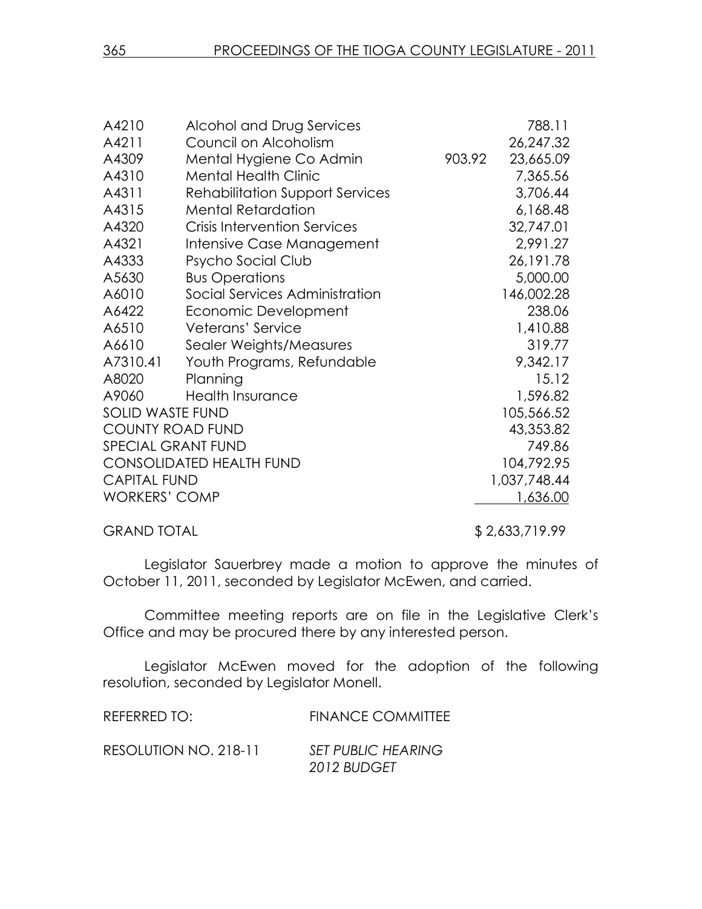| | | | |
|---|---|---|---|
| A4210 | Alcohol and Drug Services | | 788.11 |
| A4211 | Council on Alcoholism | | 26,247.32 |
| A4309 | Mental Hygiene Co Admin | 903.92 | 23,665.09 |
| A4310 | Mental Health Clinic | | 7,365.56 |
| A4311 | Rehabilitation Support Services | | 3,706.44 |
| A4315 | Mental Retardation | | 6,168.48 |
| A4320 | Crisis Intervention Services | | 32,747.01 |
| A4321 | Intensive Case Management | | 2,991.27 |
| A4333 | Psycho Social Club | | 26,191.78 |
| A5630 | Bus Operations | | 5,000.00 |
| A6010 | Social Services Administration | | 146,002.28 |
| A6422 | Economic Development | | 238.06 |
| A6510 | Veterans' Service | | 1,410.88 |
| A6610 | Sealer Weights/Measures | | 319.77 |
| A7310.41 | Youth Programs, Refundable | | 9,342.17 |
| A8020 | Planning | | 15.12 |
| A9060 | Health Insurance | | 1,596.82 |
| SOLID WASTE FUND | | | 105,566.52 |
| COUNTY ROAD FUND | | | 43,353.82 |
| SPECIAL GRANT FUND | | | 749.86 |
| CONSOLIDATED HEALTH FUND | | | 104,792.95 |
| CAPITAL FUND | | | 1,037,748.44 |
| WORKERS' COMP | | | 1,636.00 |
| GRAND TOTAL | | | $ 2,633,719.99 |

Legislator Sauerbrey made a motion to approve the minutes of October 11, 2011, seconded by Legislator McEwen, and carried.

Committee meeting reports are on file in the Legislative Clerk's Office and may be procured there by any interested person.

Legislator McEwen moved for the adoption of the following resolution, seconded by Legislator Monell.

REFERRED TO: FINANCE COMMITTEE

RESOLUTION NO. 218-11 *SET PUBLIC HEARING 2012 BUDGET*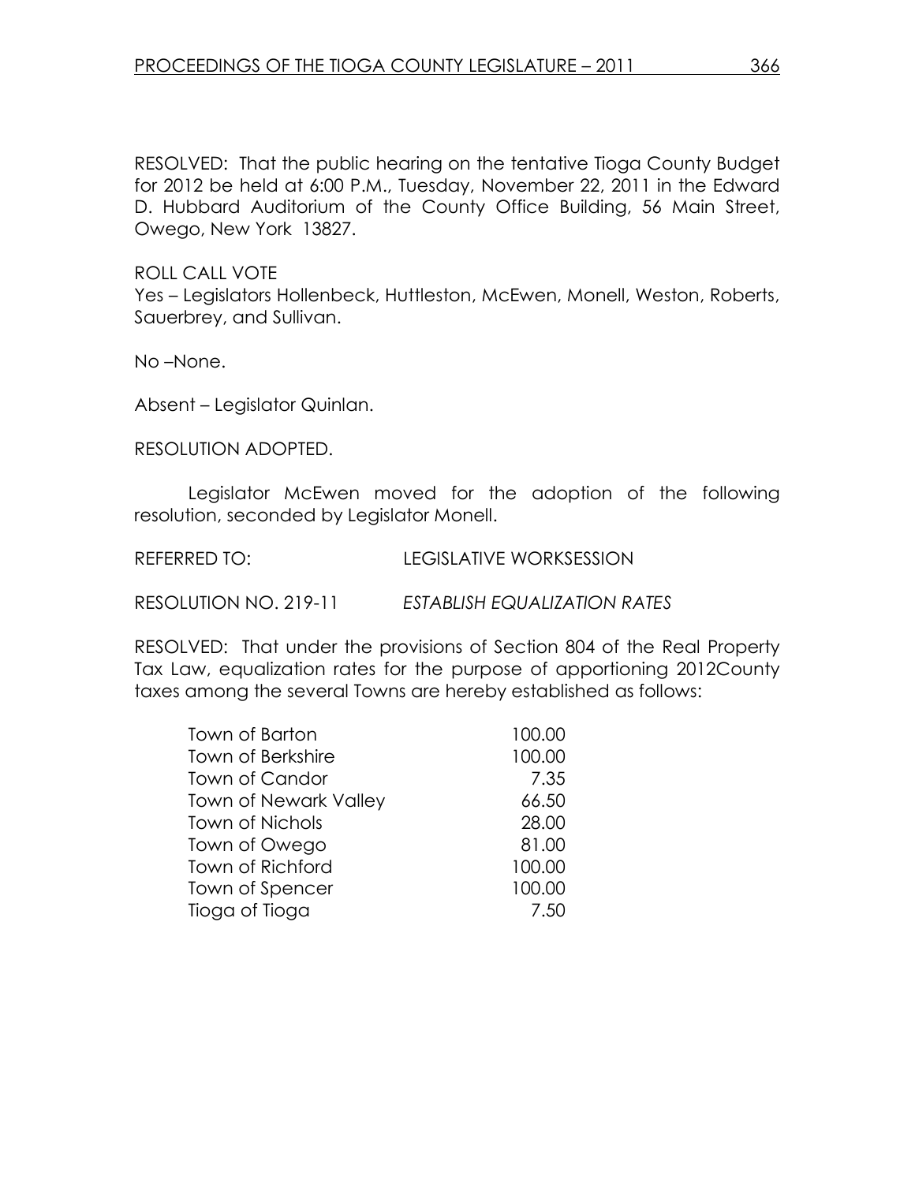RESOLVED: That the public hearing on the tentative Tioga County Budget for 2012 be held at 6:00 P.M., Tuesday, November 22, 2011 in the Edward D. Hubbard Auditorium of the County Office Building, 56 Main Street, Owego, New York 13827.

ROLL CALL VOTE
Yes – Legislators Hollenbeck, Huttleston, McEwen, Monell, Weston, Roberts, Sauerbrey, and Sullivan.

No –None.

Absent – Legislator Quinlan.

RESOLUTION ADOPTED.

Legislator McEwen moved for the adoption of the following resolution, seconded by Legislator Monell.

REFERRED TO: LEGISLATIVE WORKSESSION

RESOLUTION NO. 219-11 *ESTABLISH EQUALIZATION RATES*

RESOLVED: That under the provisions of Section 804 of the Real Property Tax Law, equalization rates for the purpose of apportioning 2012County taxes among the several Towns are hereby established as follows:

| | |
|---|---|
| Town of Barton | 100.00 |
| Town of Berkshire | 100.00 |
| Town of Candor | 7.35 |
| Town of Newark Valley | 66.50 |
| Town of Nichols | 28.00 |
| Town of Owego | 81.00 |
| Town of Richford | 100.00 |
| Town of Spencer | 100.00 |
| Tioga of Tioga | 7.50 |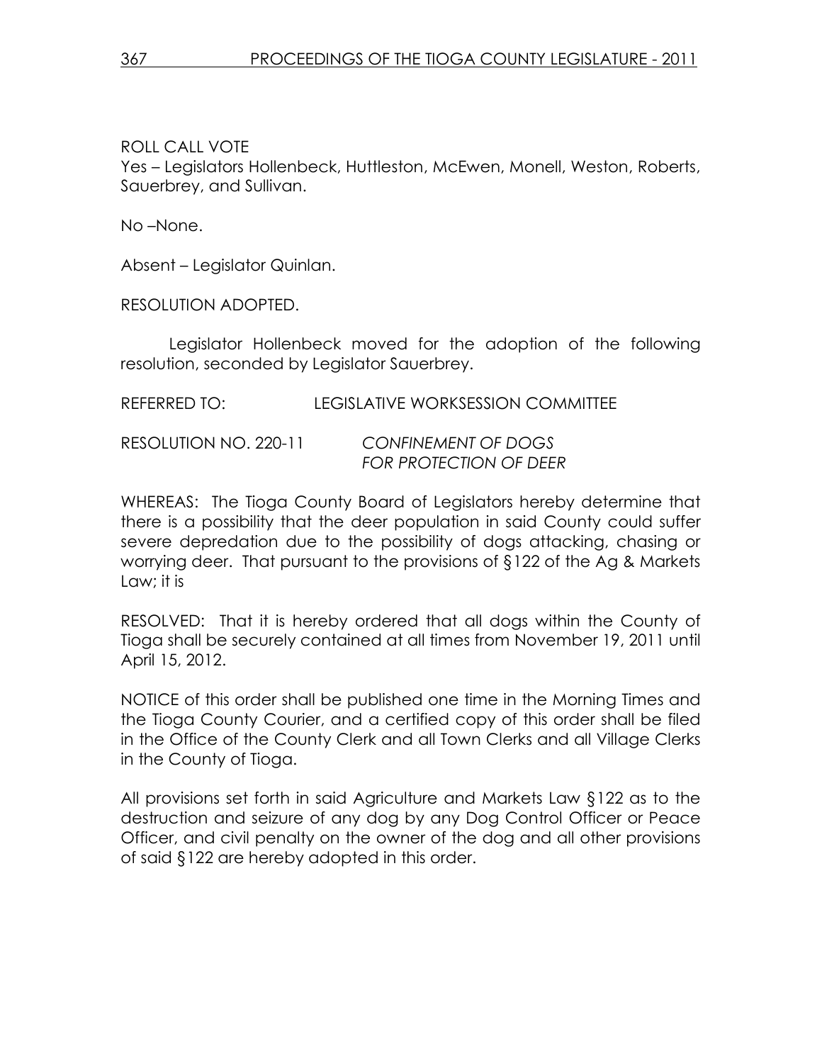ROLL CALL VOTE
Yes – Legislators Hollenbeck, Huttleston, McEwen, Monell, Weston, Roberts, Sauerbrey, and Sullivan.

No –None.

Absent – Legislator Quinlan.

RESOLUTION ADOPTED.

Legislator Hollenbeck moved for the adoption of the following resolution, seconded by Legislator Sauerbrey.

REFERRED TO: LEGISLATIVE WORKSESSION COMMITTEE

RESOLUTION NO. 220-11 *CONFINEMENT OF DOGS FOR PROTECTION OF DEER*

WHEREAS: The Tioga County Board of Legislators hereby determine that there is a possibility that the deer population in said County could suffer severe depredation due to the possibility of dogs attacking, chasing or worrying deer. That pursuant to the provisions of §122 of the Ag & Markets Law; it is

RESOLVED: That it is hereby ordered that all dogs within the County of Tioga shall be securely contained at all times from November 19, 2011 until April 15, 2012.

NOTICE of this order shall be published one time in the Morning Times and the Tioga County Courier, and a certified copy of this order shall be filed in the Office of the County Clerk and all Town Clerks and all Village Clerks in the County of Tioga.

All provisions set forth in said Agriculture and Markets Law §122 as to the destruction and seizure of any dog by any Dog Control Officer or Peace Officer, and civil penalty on the owner of the dog and all other provisions of said §122 are hereby adopted in this order.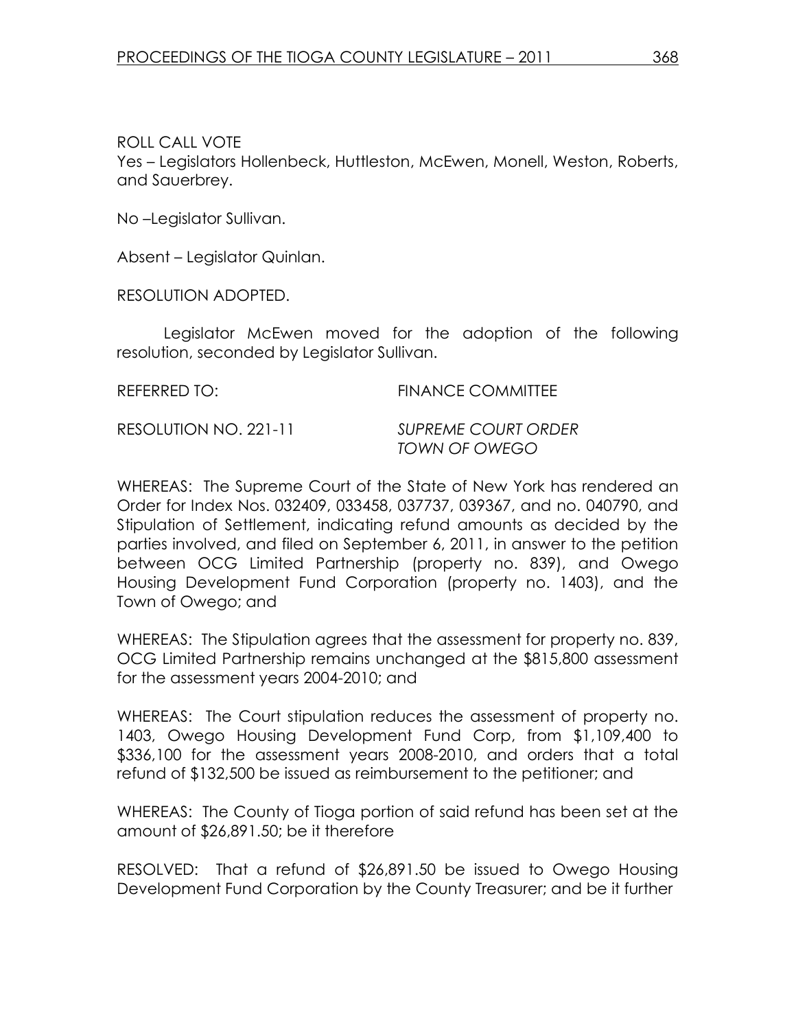ROLL CALL VOTE
Yes – Legislators Hollenbeck, Huttleston, McEwen, Monell, Weston, Roberts, and Sauerbrey.

No –Legislator Sullivan.

Absent – Legislator Quinlan.

RESOLUTION ADOPTED.

Legislator McEwen moved for the adoption of the following resolution, seconded by Legislator Sullivan.

REFERRED TO: FINANCE COMMITTEE

RESOLUTION NO. 221-11 *SUPREME COURT ORDER TOWN OF OWEGO*

WHEREAS: The Supreme Court of the State of New York has rendered an Order for Index Nos. 032409, 033458, 037737, 039367, and no. 040790, and Stipulation of Settlement, indicating refund amounts as decided by the parties involved, and filed on September 6, 2011, in answer to the petition between OCG Limited Partnership (property no. 839), and Owego Housing Development Fund Corporation (property no. 1403), and the Town of Owego; and

WHEREAS: The Stipulation agrees that the assessment for property no. 839, OCG Limited Partnership remains unchanged at the $815,800 assessment for the assessment years 2004-2010; and

WHEREAS: The Court stipulation reduces the assessment of property no. 1403, Owego Housing Development Fund Corp, from $1,109,400 to $336,100 for the assessment years 2008-2010, and orders that a total refund of $132,500 be issued as reimbursement to the petitioner; and

WHEREAS: The County of Tioga portion of said refund has been set at the amount of $26,891.50; be it therefore

RESOLVED: That a refund of $26,891.50 be issued to Owego Housing Development Fund Corporation by the County Treasurer; and be it further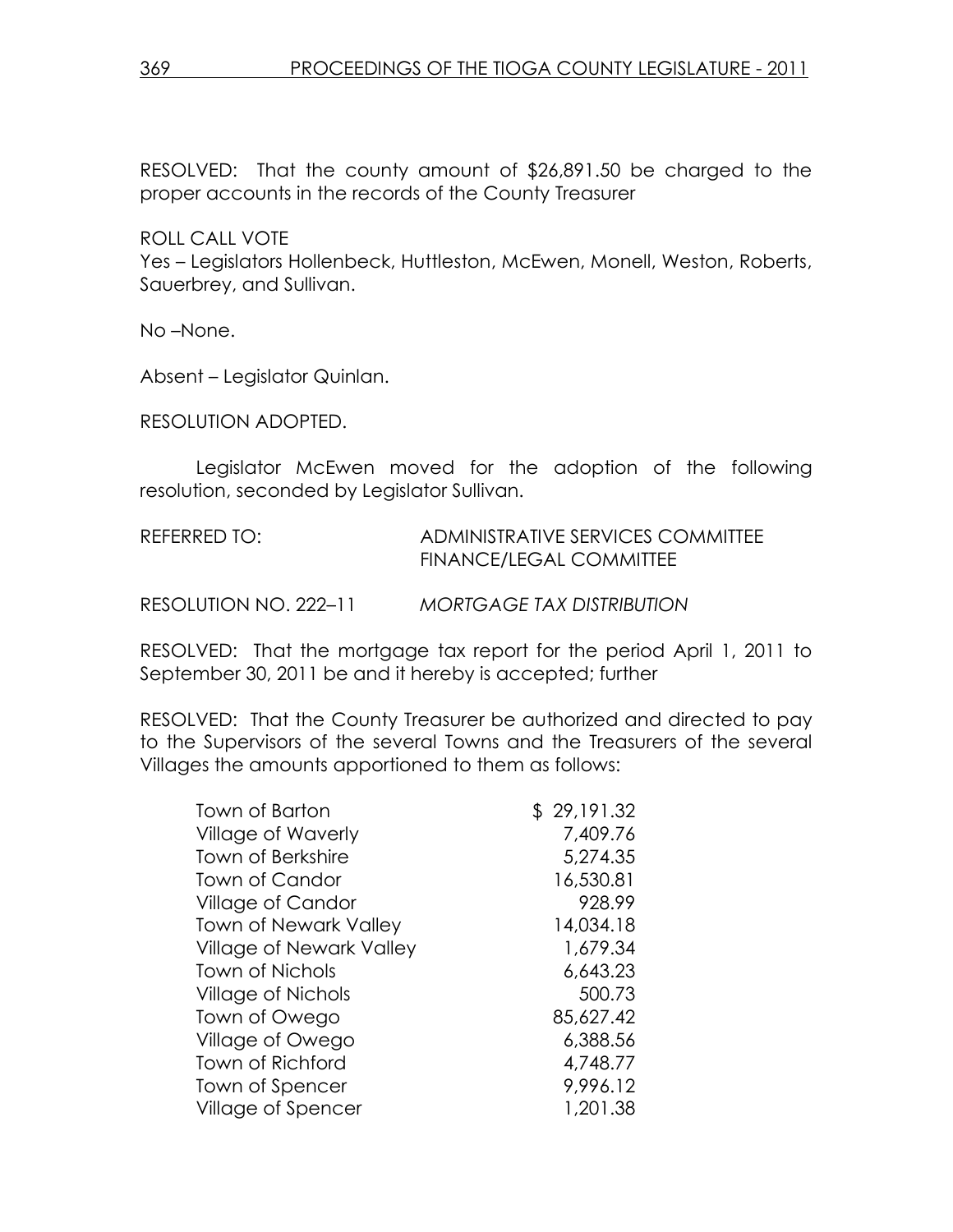RESOLVED: That the county amount of $26,891.50 be charged to the proper accounts in the records of the County Treasurer

ROLL CALL VOTE
Yes – Legislators Hollenbeck, Huttleston, McEwen, Monell, Weston, Roberts, Sauerbrey, and Sullivan.

No –None.

Absent – Legislator Quinlan.

RESOLUTION ADOPTED.

Legislator McEwen moved for the adoption of the following resolution, seconded by Legislator Sullivan.

REFERRED TO: ADMINISTRATIVE SERVICES COMMITTEE
FINANCE/LEGAL COMMITTEE

RESOLUTION NO. 222–11 *MORTGAGE TAX DISTRIBUTION*

RESOLVED: That the mortgage tax report for the period April 1, 2011 to September 30, 2011 be and it hereby is accepted; further

RESOLVED: That the County Treasurer be authorized and directed to pay to the Supervisors of the several Towns and the Treasurers of the several Villages the amounts apportioned to them as follows:

| | |
|---|---|
| Town of Barton | $ 29,191.32 |
| Village of Waverly | 7,409.76 |
| Town of Berkshire | 5,274.35 |
| Town of Candor | 16,530.81 |
| Village of Candor | 928.99 |
| Town of Newark Valley | 14,034.18 |
| Village of Newark Valley | 1,679.34 |
| Town of Nichols | 6,643.23 |
| Village of Nichols | 500.73 |
| Town of Owego | 85,627.42 |
| Village of Owego | 6,388.56 |
| Town of Richford | 4,748.77 |
| Town of Spencer | 9,996.12 |
| Village of Spencer | 1,201.38 |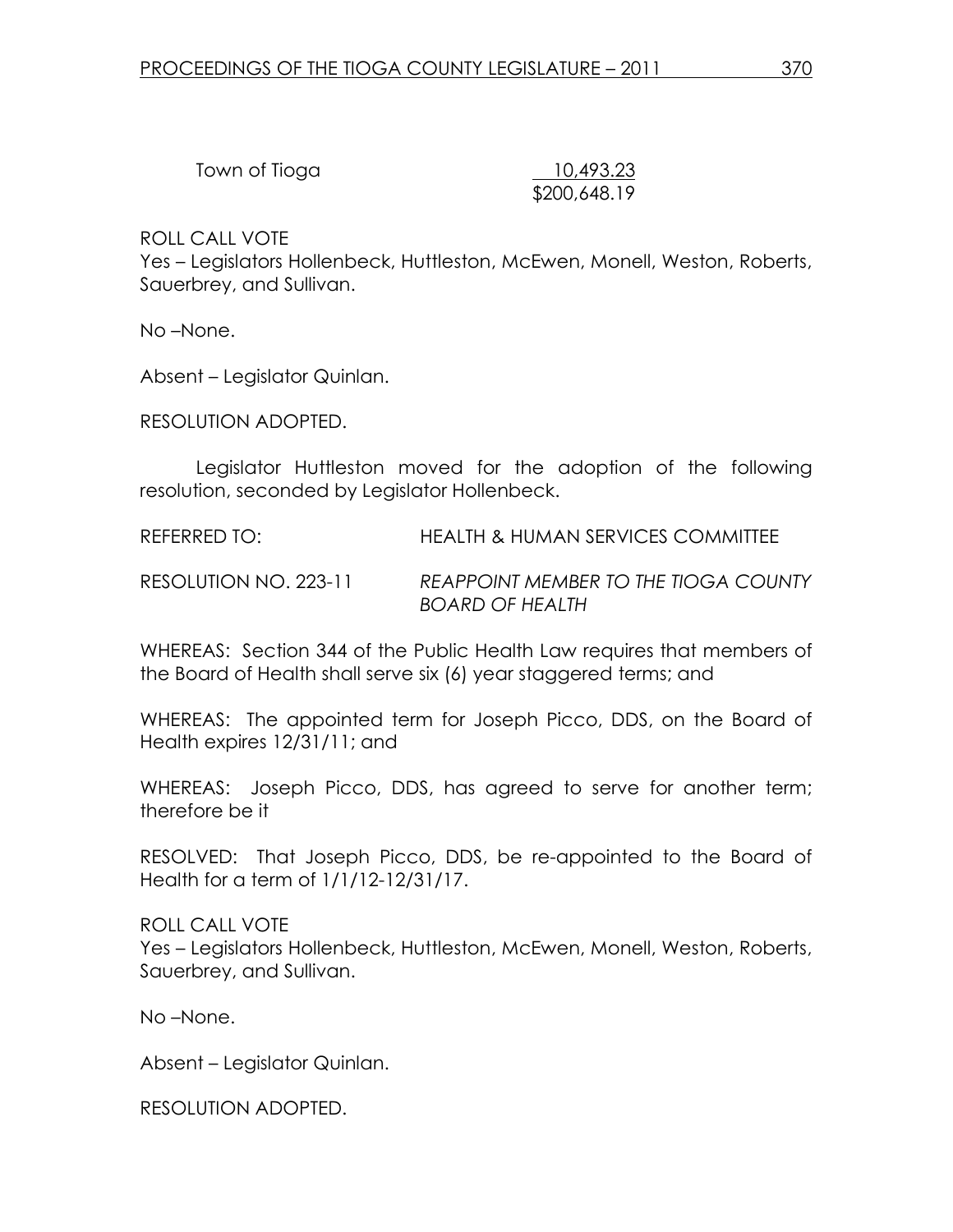| | |
|---|---|
| Town of Tioga | 10,493.23 |
| | $200,648.19 |

ROLL CALL VOTE
Yes – Legislators Hollenbeck, Huttleston, McEwen, Monell, Weston, Roberts, Sauerbrey, and Sullivan.

No –None.

Absent – Legislator Quinlan.

RESOLUTION ADOPTED.

Legislator Huttleston moved for the adoption of the following resolution, seconded by Legislator Hollenbeck.

REFERRED TO: HEALTH & HUMAN SERVICES COMMITTEE

RESOLUTION NO. 223-11 *REAPPOINT MEMBER TO THE TIOGA COUNTY BOARD OF HEALTH*

WHEREAS: Section 344 of the Public Health Law requires that members of the Board of Health shall serve six (6) year staggered terms; and

WHEREAS: The appointed term for Joseph Picco, DDS, on the Board of Health expires 12/31/11; and

WHEREAS: Joseph Picco, DDS, has agreed to serve for another term; therefore be it

RESOLVED: That Joseph Picco, DDS, be re-appointed to the Board of Health for a term of 1/1/12-12/31/17.

ROLL CALL VOTE
Yes – Legislators Hollenbeck, Huttleston, McEwen, Monell, Weston, Roberts, Sauerbrey, and Sullivan.

No –None.

Absent – Legislator Quinlan.

RESOLUTION ADOPTED.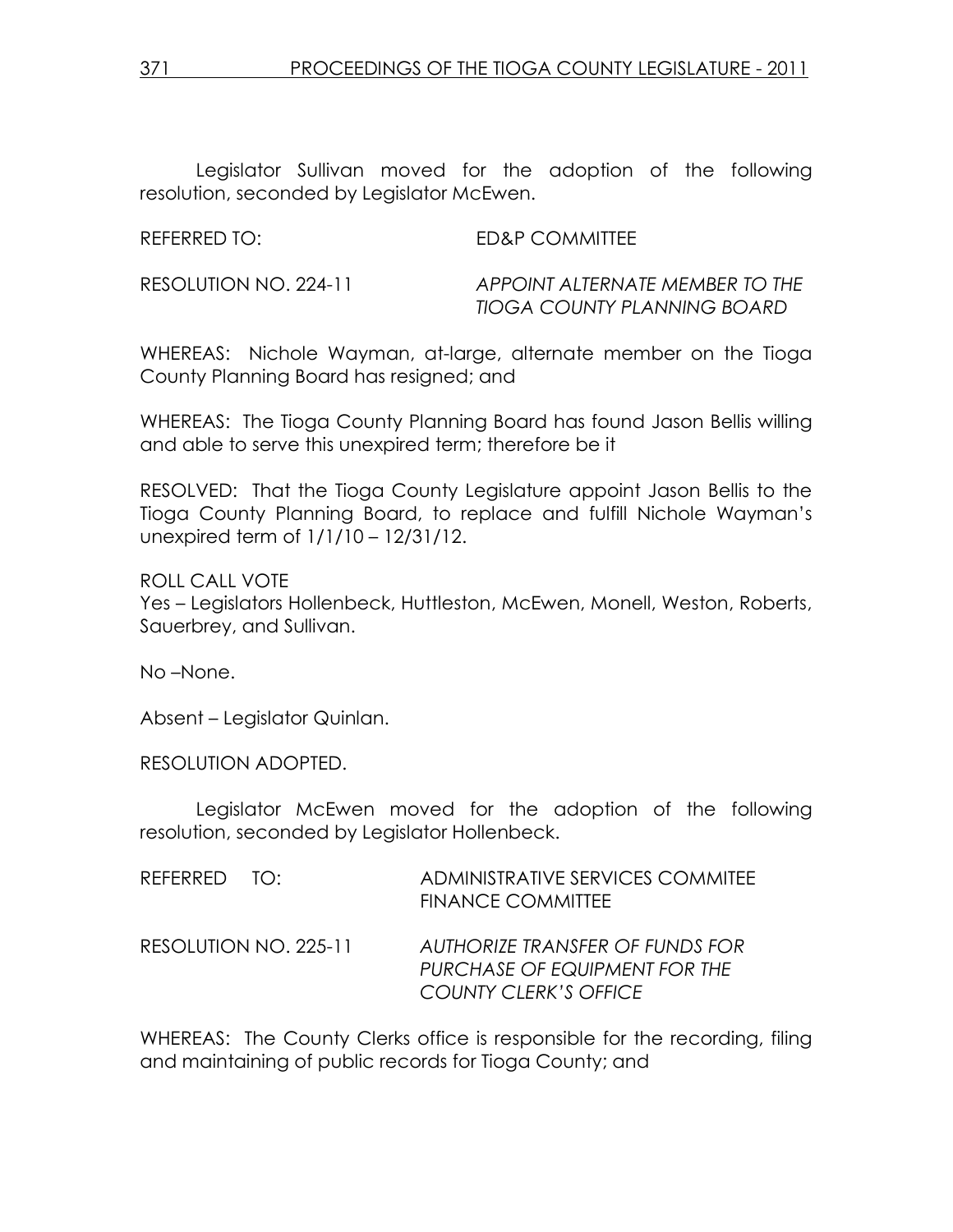Legislator Sullivan moved for the adoption of the following resolution, seconded by Legislator McEwen.

REFERRED TO: ED&P COMMITTEE

RESOLUTION NO. 224-11 *APPOINT ALTERNATE MEMBER TO THE TIOGA COUNTY PLANNING BOARD*

WHEREAS: Nichole Wayman, at-large, alternate member on the Tioga County Planning Board has resigned; and

WHEREAS: The Tioga County Planning Board has found Jason Bellis willing and able to serve this unexpired term; therefore be it

RESOLVED: That the Tioga County Legislature appoint Jason Bellis to the Tioga County Planning Board, to replace and fulfill Nichole Wayman's unexpired term of 1/1/10 – 12/31/12.

ROLL CALL VOTE
Yes – Legislators Hollenbeck, Huttleston, McEwen, Monell, Weston, Roberts, Sauerbrey, and Sullivan.

No –None.

Absent – Legislator Quinlan.

RESOLUTION ADOPTED.

Legislator McEwen moved for the adoption of the following resolution, seconded by Legislator Hollenbeck.

REFERRED TO: ADMINISTRATIVE SERVICES COMMITEE
FINANCE COMMITTEE

RESOLUTION NO. 225-11 *AUTHORIZE TRANSFER OF FUNDS FOR PURCHASE OF EQUIPMENT FOR THE COUNTY CLERK'S OFFICE*

WHEREAS: The County Clerks office is responsible for the recording, filing and maintaining of public records for Tioga County; and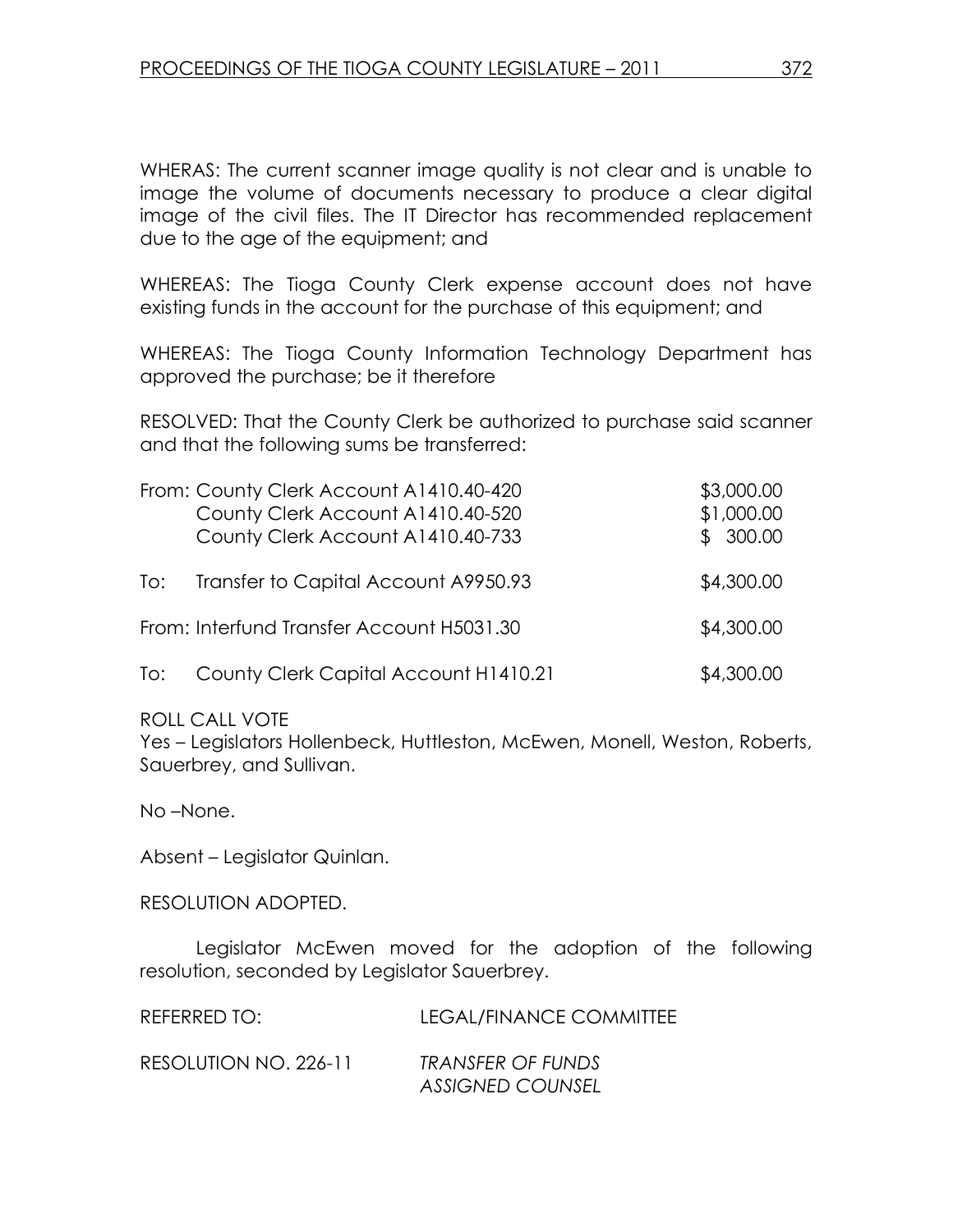WHERAS: The current scanner image quality is not clear and is unable to image the volume of documents necessary to produce a clear digital image of the civil files. The IT Director has recommended replacement due to the age of the equipment; and

WHEREAS: The Tioga County Clerk expense account does not have existing funds in the account for the purchase of this equipment; and

WHEREAS: The Tioga County Information Technology Department has approved the purchase; be it therefore

RESOLVED: That the County Clerk be authorized to purchase said scanner and that the following sums be transferred:

| | | |
|---|---|---|
| From: | County Clerk Account A1410.40-420 | $3,000.00 |
| | County Clerk Account A1410.40-520 | $1,000.00 |
| | County Clerk Account A1410.40-733 | $ 300.00 |
| To: | Transfer to Capital Account A9950.93 | $4,300.00 |
| From: | Interfund Transfer Account H5031.30 | $4,300.00 |
| To: | County Clerk Capital Account H1410.21 | $4,300.00 |

ROLL CALL VOTE
Yes – Legislators Hollenbeck, Huttleston, McEwen, Monell, Weston, Roberts, Sauerbrey, and Sullivan.

No –None.

Absent – Legislator Quinlan.

RESOLUTION ADOPTED.

Legislator McEwen moved for the adoption of the following resolution, seconded by Legislator Sauerbrey.

REFERRED TO: LEGAL/FINANCE COMMITTEE

RESOLUTION NO. 226-11 *TRANSFER OF FUNDS ASSIGNED COUNSEL*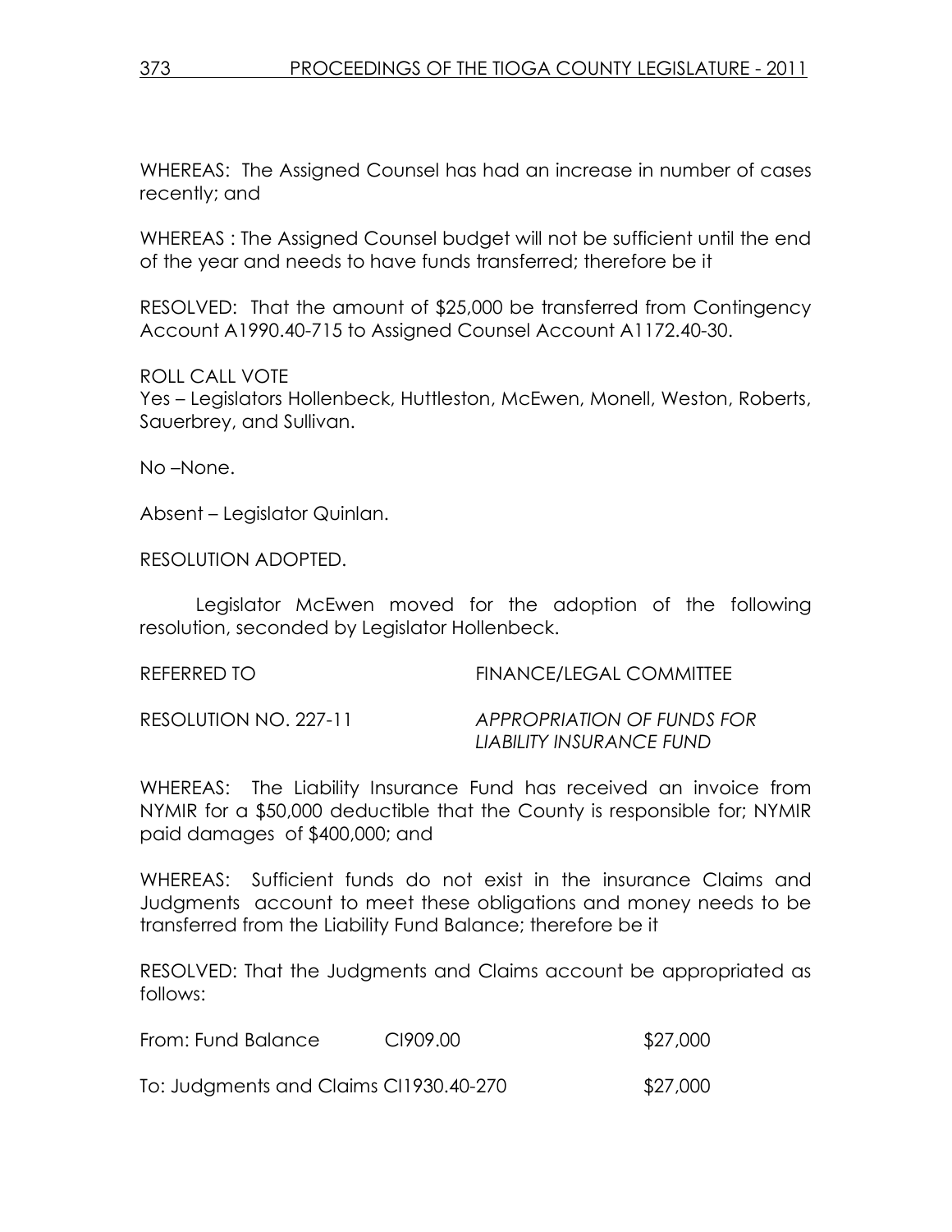WHEREAS: The Assigned Counsel has had an increase in number of cases recently; and

WHEREAS : The Assigned Counsel budget will not be sufficient until the end of the year and needs to have funds transferred; therefore be it

RESOLVED: That the amount of $25,000 be transferred from Contingency Account A1990.40-715 to Assigned Counsel Account A1172.40-30.

ROLL CALL VOTE
Yes – Legislators Hollenbeck, Huttleston, McEwen, Monell, Weston, Roberts, Sauerbrey, and Sullivan.

No –None.

Absent – Legislator Quinlan.

RESOLUTION ADOPTED.

Legislator McEwen moved for the adoption of the following resolution, seconded by Legislator Hollenbeck.

REFERRED TO FINANCE/LEGAL COMMITTEE

RESOLUTION NO. 227-11 *APPROPRIATION OF FUNDS FOR LIABILITY INSURANCE FUND*

WHEREAS: The Liability Insurance Fund has received an invoice from NYMIR for a $50,000 deductible that the County is responsible for; NYMIR paid damages of $400,000; and

WHEREAS: Sufficient funds do not exist in the insurance Claims and Judgments account to meet these obligations and money needs to be transferred from the Liability Fund Balance; therefore be it

RESOLVED: That the Judgments and Claims account be appropriated as follows:

| | | |
|---|---|---|
| From: Fund Balance | CI909.00 | $27,000 |
| To: Judgments and Claims CI1930.40-270 | | $27,000 |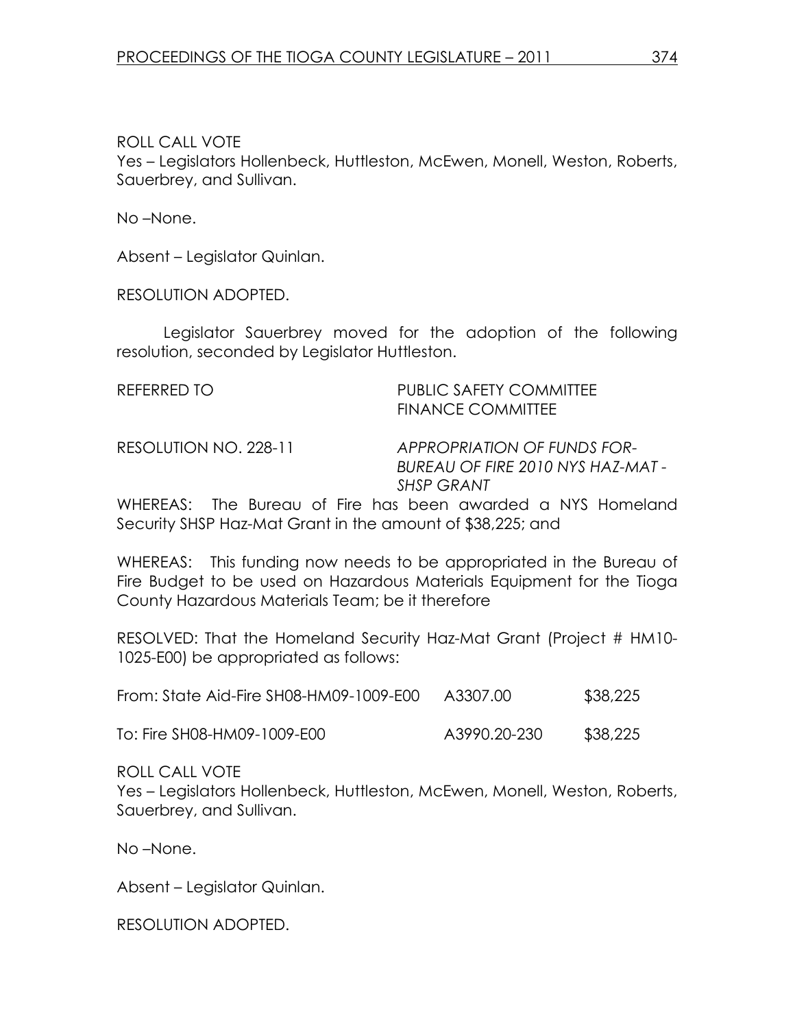ROLL CALL VOTE
Yes – Legislators Hollenbeck, Huttleston, McEwen, Monell, Weston, Roberts, Sauerbrey, and Sullivan.

No –None.

Absent – Legislator Quinlan.

RESOLUTION ADOPTED.

Legislator Sauerbrey moved for the adoption of the following resolution, seconded by Legislator Huttleston.

REFERRED TO PUBLIC SAFETY COMMITTEE
FINANCE COMMITTEE

RESOLUTION NO. 228-11 *APPROPRIATION OF FUNDS FOR- BUREAU OF FIRE 2010 NYS HAZ-MAT - SHSP GRANT*

WHEREAS: The Bureau of Fire has been awarded a NYS Homeland Security SHSP Haz-Mat Grant in the amount of $38,225; and

WHEREAS: This funding now needs to be appropriated in the Bureau of Fire Budget to be used on Hazardous Materials Equipment for the Tioga County Hazardous Materials Team; be it therefore

RESOLVED: That the Homeland Security Haz-Mat Grant (Project # HM10-1025-E00) be appropriated as follows:

| | | |
|---|---|---|
| From: State Aid-Fire SH08-HM09-1009-E00 | A3307.00 | $38,225 |
| To: Fire SH08-HM09-1009-E00 | A3990.20-230 | $38,225 |

ROLL CALL VOTE
Yes – Legislators Hollenbeck, Huttleston, McEwen, Monell, Weston, Roberts, Sauerbrey, and Sullivan.

No –None.

Absent – Legislator Quinlan.

RESOLUTION ADOPTED.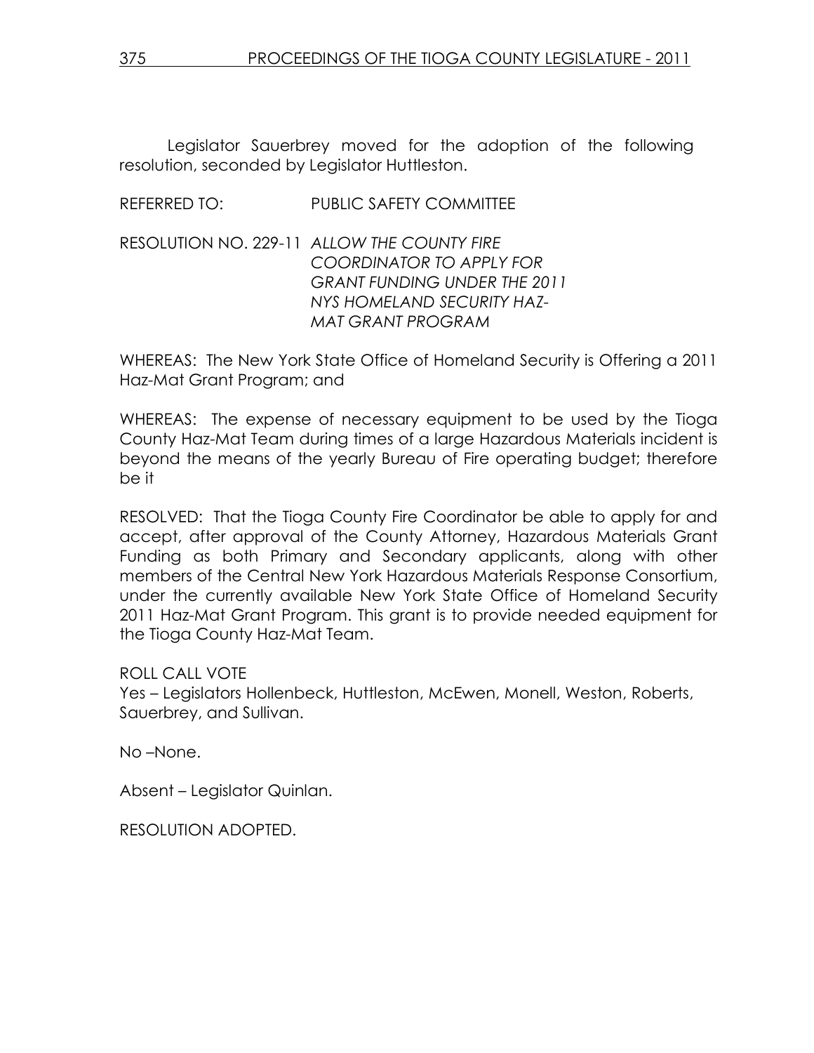Legislator Sauerbrey moved for the adoption of the following resolution, seconded by Legislator Huttleston.

REFERRED TO: PUBLIC SAFETY COMMITTEE

RESOLUTION NO. 229-11 *ALLOW THE COUNTY FIRE COORDINATOR TO APPLY FOR GRANT FUNDING UNDER THE 2011 NYS HOMELAND SECURITY HAZ-MAT GRANT PROGRAM*

WHEREAS: The New York State Office of Homeland Security is Offering a 2011 Haz-Mat Grant Program; and

WHEREAS: The expense of necessary equipment to be used by the Tioga County Haz-Mat Team during times of a large Hazardous Materials incident is beyond the means of the yearly Bureau of Fire operating budget; therefore be it

RESOLVED: That the Tioga County Fire Coordinator be able to apply for and accept, after approval of the County Attorney, Hazardous Materials Grant Funding as both Primary and Secondary applicants, along with other members of the Central New York Hazardous Materials Response Consortium, under the currently available New York State Office of Homeland Security 2011 Haz-Mat Grant Program. This grant is to provide needed equipment for the Tioga County Haz-Mat Team.

ROLL CALL VOTE
Yes – Legislators Hollenbeck, Huttleston, McEwen, Monell, Weston, Roberts, Sauerbrey, and Sullivan.

No –None.

Absent – Legislator Quinlan.

RESOLUTION ADOPTED.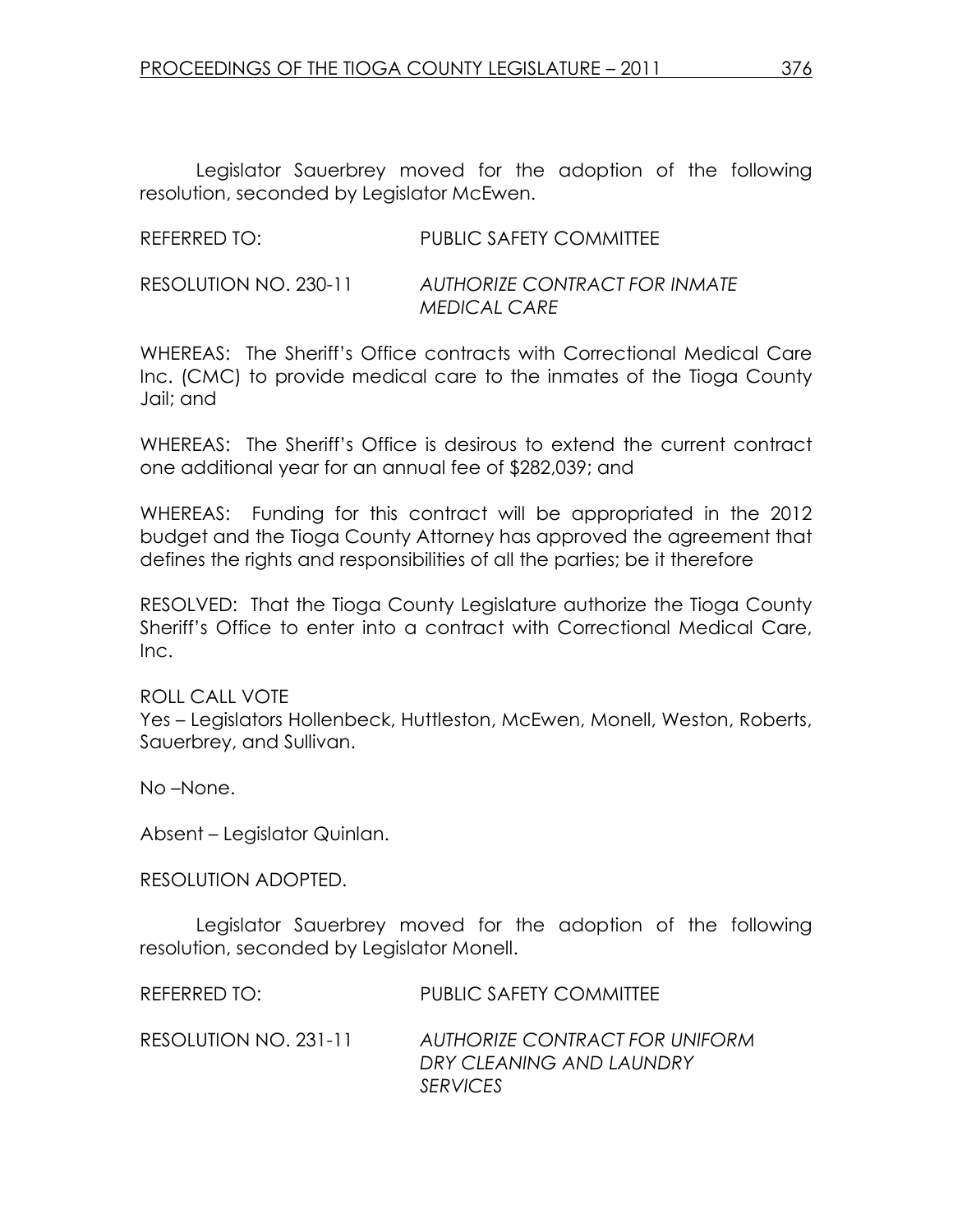Legislator Sauerbrey moved for the adoption of the following resolution, seconded by Legislator McEwen.

REFERRED TO: PUBLIC SAFETY COMMITTEE

RESOLUTION NO. 230-11 *AUTHORIZE CONTRACT FOR INMATE MEDICAL CARE*

WHEREAS: The Sheriff's Office contracts with Correctional Medical Care Inc. (CMC) to provide medical care to the inmates of the Tioga County Jail; and

WHEREAS: The Sheriff's Office is desirous to extend the current contract one additional year for an annual fee of $282,039; and

WHEREAS: Funding for this contract will be appropriated in the 2012 budget and the Tioga County Attorney has approved the agreement that defines the rights and responsibilities of all the parties; be it therefore

RESOLVED: That the Tioga County Legislature authorize the Tioga County Sheriff's Office to enter into a contract with Correctional Medical Care, Inc.

ROLL CALL VOTE
Yes – Legislators Hollenbeck, Huttleston, McEwen, Monell, Weston, Roberts, Sauerbrey, and Sullivan.

No –None.

Absent – Legislator Quinlan.

RESOLUTION ADOPTED.

Legislator Sauerbrey moved for the adoption of the following resolution, seconded by Legislator Monell.

REFERRED TO: PUBLIC SAFETY COMMITTEE

RESOLUTION NO. 231-11 *AUTHORIZE CONTRACT FOR UNIFORM DRY CLEANING AND LAUNDRY SERVICES*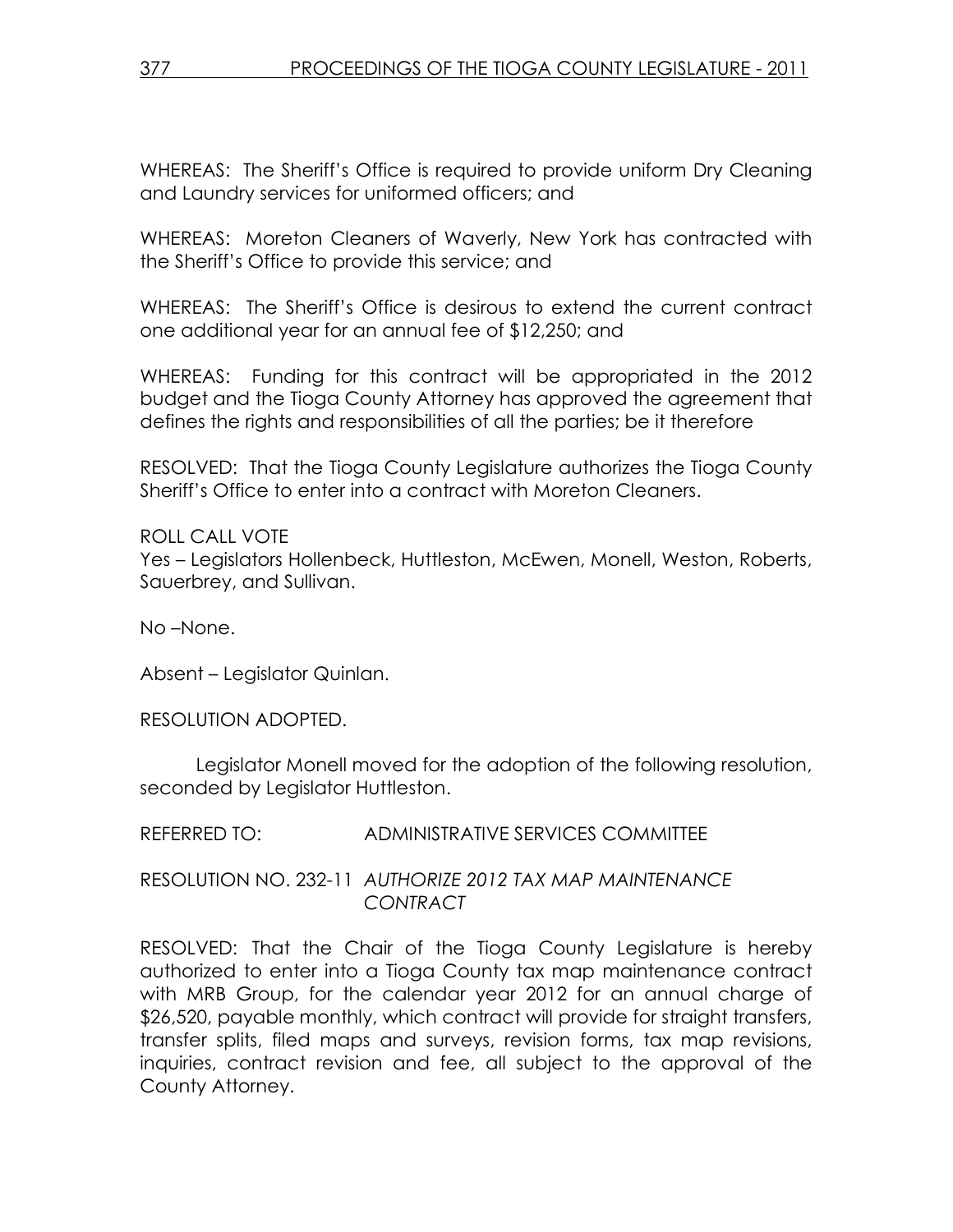WHEREAS: The Sheriff's Office is required to provide uniform Dry Cleaning and Laundry services for uniformed officers; and

WHEREAS: Moreton Cleaners of Waverly, New York has contracted with the Sheriff's Office to provide this service; and

WHEREAS: The Sheriff's Office is desirous to extend the current contract one additional year for an annual fee of $12,250; and

WHEREAS: Funding for this contract will be appropriated in the 2012 budget and the Tioga County Attorney has approved the agreement that defines the rights and responsibilities of all the parties; be it therefore

RESOLVED: That the Tioga County Legislature authorizes the Tioga County Sheriff's Office to enter into a contract with Moreton Cleaners.

ROLL CALL VOTE
Yes – Legislators Hollenbeck, Huttleston, McEwen, Monell, Weston, Roberts, Sauerbrey, and Sullivan.

No –None.

Absent – Legislator Quinlan.

RESOLUTION ADOPTED.

Legislator Monell moved for the adoption of the following resolution, seconded by Legislator Huttleston.

REFERRED TO: ADMINISTRATIVE SERVICES COMMITTEE

RESOLUTION NO. 232-11 *AUTHORIZE 2012 TAX MAP MAINTENANCE CONTRACT*

RESOLVED: That the Chair of the Tioga County Legislature is hereby authorized to enter into a Tioga County tax map maintenance contract with MRB Group, for the calendar year 2012 for an annual charge of $26,520, payable monthly, which contract will provide for straight transfers, transfer splits, filed maps and surveys, revision forms, tax map revisions, inquiries, contract revision and fee, all subject to the approval of the County Attorney.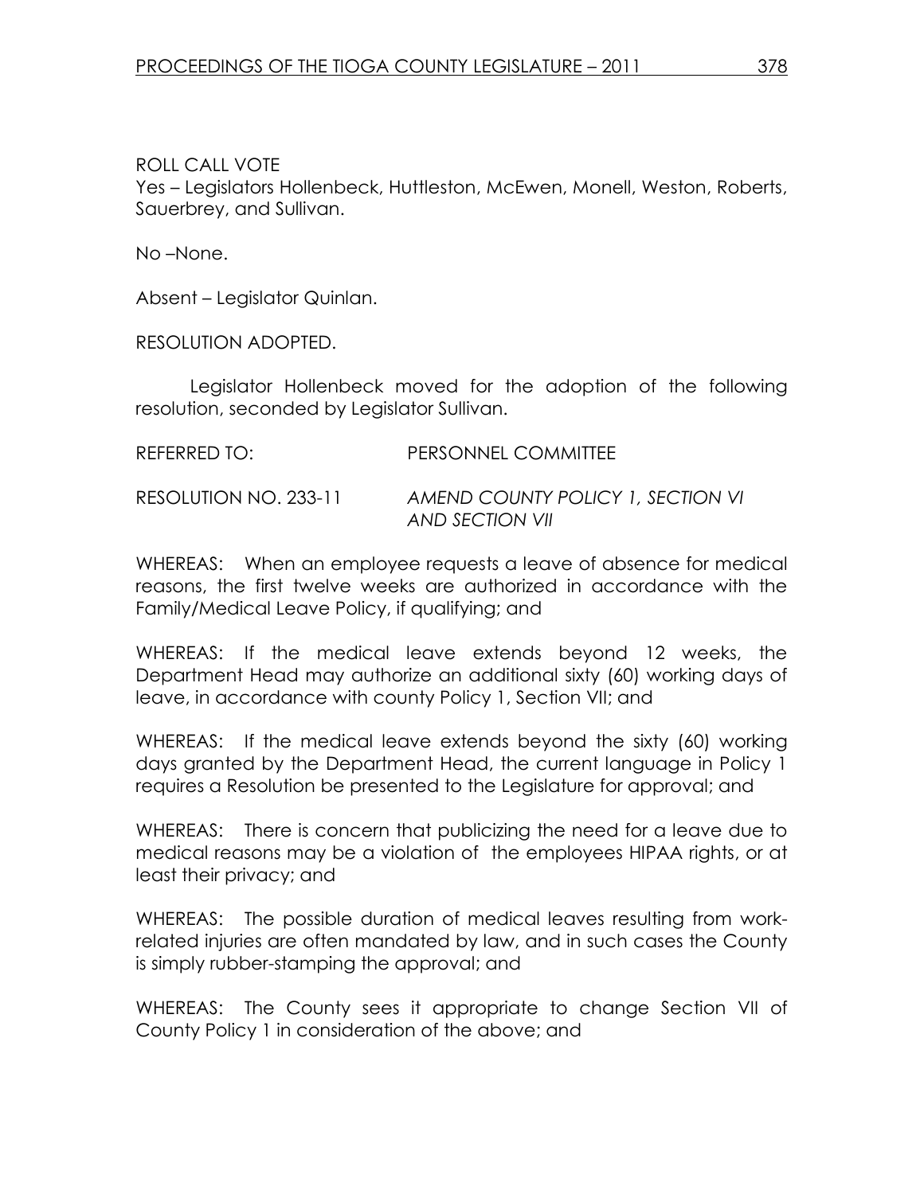ROLL CALL VOTE
Yes – Legislators Hollenbeck, Huttleston, McEwen, Monell, Weston, Roberts, Sauerbrey, and Sullivan.

No –None.

Absent – Legislator Quinlan.

RESOLUTION ADOPTED.

Legislator Hollenbeck moved for the adoption of the following resolution, seconded by Legislator Sullivan.

REFERRED TO: PERSONNEL COMMITTEE

RESOLUTION NO. 233-11 *AMEND COUNTY POLICY 1, SECTION VI AND SECTION VII*

WHEREAS: When an employee requests a leave of absence for medical reasons, the first twelve weeks are authorized in accordance with the Family/Medical Leave Policy, if qualifying; and

WHEREAS: If the medical leave extends beyond 12 weeks, the Department Head may authorize an additional sixty (60) working days of leave, in accordance with county Policy 1, Section VII; and

WHEREAS: If the medical leave extends beyond the sixty (60) working days granted by the Department Head, the current language in Policy 1 requires a Resolution be presented to the Legislature for approval; and

WHEREAS: There is concern that publicizing the need for a leave due to medical reasons may be a violation of the employees HIPAA rights, or at least their privacy; and

WHEREAS: The possible duration of medical leaves resulting from work-related injuries are often mandated by law, and in such cases the County is simply rubber-stamping the approval; and

WHEREAS: The County sees it appropriate to change Section VII of County Policy 1 in consideration of the above; and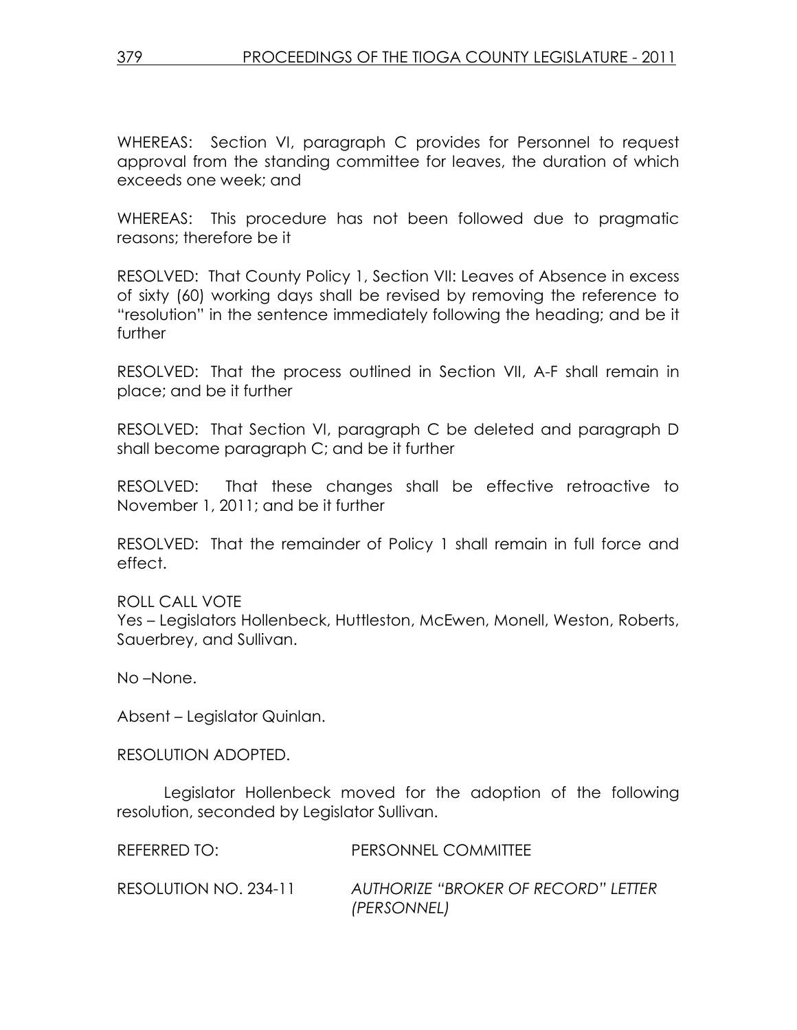WHEREAS: Section VI, paragraph C provides for Personnel to request approval from the standing committee for leaves, the duration of which exceeds one week; and

WHEREAS: This procedure has not been followed due to pragmatic reasons; therefore be it

RESOLVED: That County Policy 1, Section VII: Leaves of Absence in excess of sixty (60) working days shall be revised by removing the reference to "resolution" in the sentence immediately following the heading; and be it further

RESOLVED: That the process outlined in Section VII, A-F shall remain in place; and be it further

RESOLVED: That Section VI, paragraph C be deleted and paragraph D shall become paragraph C; and be it further

RESOLVED: That these changes shall be effective retroactive to November 1, 2011; and be it further

RESOLVED: That the remainder of Policy 1 shall remain in full force and effect.

ROLL CALL VOTE
Yes – Legislators Hollenbeck, Huttleston, McEwen, Monell, Weston, Roberts, Sauerbrey, and Sullivan.

No –None.

Absent – Legislator Quinlan.

RESOLUTION ADOPTED.

Legislator Hollenbeck moved for the adoption of the following resolution, seconded by Legislator Sullivan.

REFERRED TO: PERSONNEL COMMITTEE

RESOLUTION NO. 234-11 *AUTHORIZE "BROKER OF RECORD" LETTER (PERSONNEL)*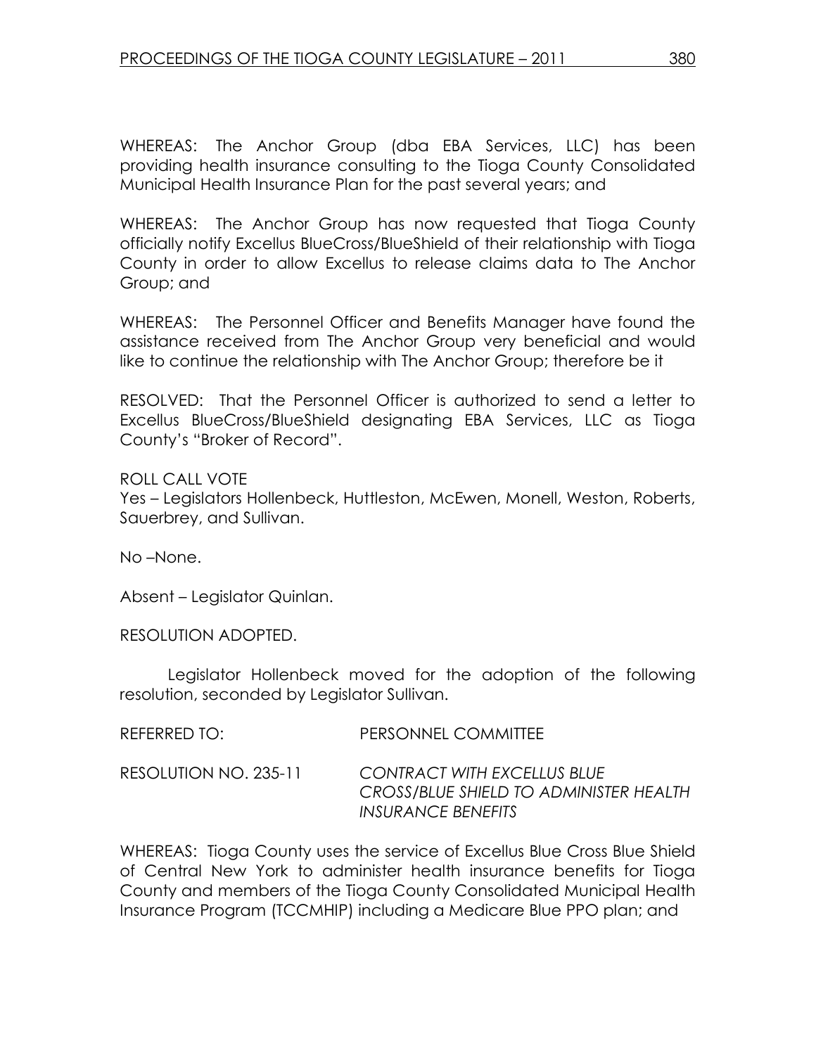WHEREAS: The Anchor Group (dba EBA Services, LLC) has been providing health insurance consulting to the Tioga County Consolidated Municipal Health Insurance Plan for the past several years; and

WHEREAS: The Anchor Group has now requested that Tioga County officially notify Excellus BlueCross/BlueShield of their relationship with Tioga County in order to allow Excellus to release claims data to The Anchor Group; and

WHEREAS: The Personnel Officer and Benefits Manager have found the assistance received from The Anchor Group very beneficial and would like to continue the relationship with The Anchor Group; therefore be it

RESOLVED: That the Personnel Officer is authorized to send a letter to Excellus BlueCross/BlueShield designating EBA Services, LLC as Tioga County's "Broker of Record".

ROLL CALL VOTE
Yes – Legislators Hollenbeck, Huttleston, McEwen, Monell, Weston, Roberts, Sauerbrey, and Sullivan.

No –None.

Absent – Legislator Quinlan.

RESOLUTION ADOPTED.

Legislator Hollenbeck moved for the adoption of the following resolution, seconded by Legislator Sullivan.

REFERRED TO: PERSONNEL COMMITTEE

RESOLUTION NO. 235-11 *CONTRACT WITH EXCELLUS BLUE CROSS/BLUE SHIELD TO ADMINISTER HEALTH INSURANCE BENEFITS*

WHEREAS: Tioga County uses the service of Excellus Blue Cross Blue Shield of Central New York to administer health insurance benefits for Tioga County and members of the Tioga County Consolidated Municipal Health Insurance Program (TCCMHIP) including a Medicare Blue PPO plan; and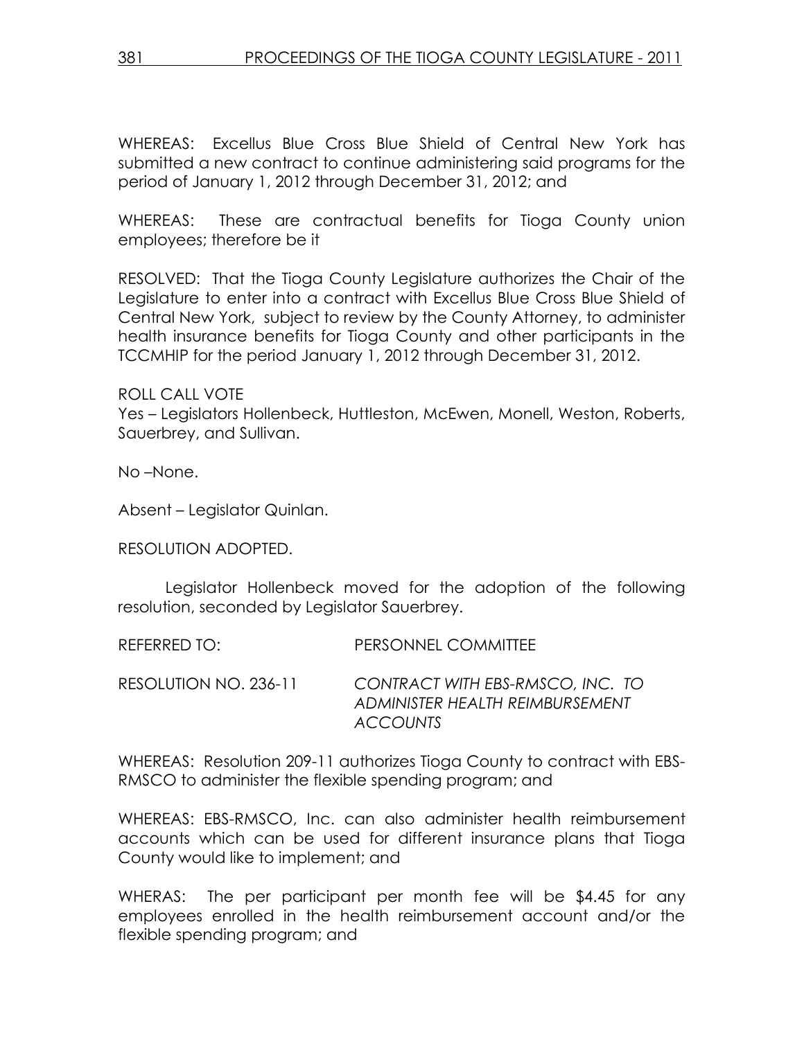WHEREAS: Excellus Blue Cross Blue Shield of Central New York has submitted a new contract to continue administering said programs for the period of January 1, 2012 through December 31, 2012; and

WHEREAS: These are contractual benefits for Tioga County union employees; therefore be it

RESOLVED: That the Tioga County Legislature authorizes the Chair of the Legislature to enter into a contract with Excellus Blue Cross Blue Shield of Central New York, subject to review by the County Attorney, to administer health insurance benefits for Tioga County and other participants in the TCCMHIP for the period January 1, 2012 through December 31, 2012.

ROLL CALL VOTE
Yes – Legislators Hollenbeck, Huttleston, McEwen, Monell, Weston, Roberts, Sauerbrey, and Sullivan.

No –None.

Absent – Legislator Quinlan.

RESOLUTION ADOPTED.

Legislator Hollenbeck moved for the adoption of the following resolution, seconded by Legislator Sauerbrey.

REFERRED TO: PERSONNEL COMMITTEE

RESOLUTION NO. 236-11 *CONTRACT WITH EBS-RMSCO, INC. TO ADMINISTER HEALTH REIMBURSEMENT ACCOUNTS*

WHEREAS: Resolution 209-11 authorizes Tioga County to contract with EBS-RMSCO to administer the flexible spending program; and

WHEREAS: EBS-RMSCO, Inc. can also administer health reimbursement accounts which can be used for different insurance plans that Tioga County would like to implement; and

WHERAS: The per participant per month fee will be $4.45 for any employees enrolled in the health reimbursement account and/or the flexible spending program; and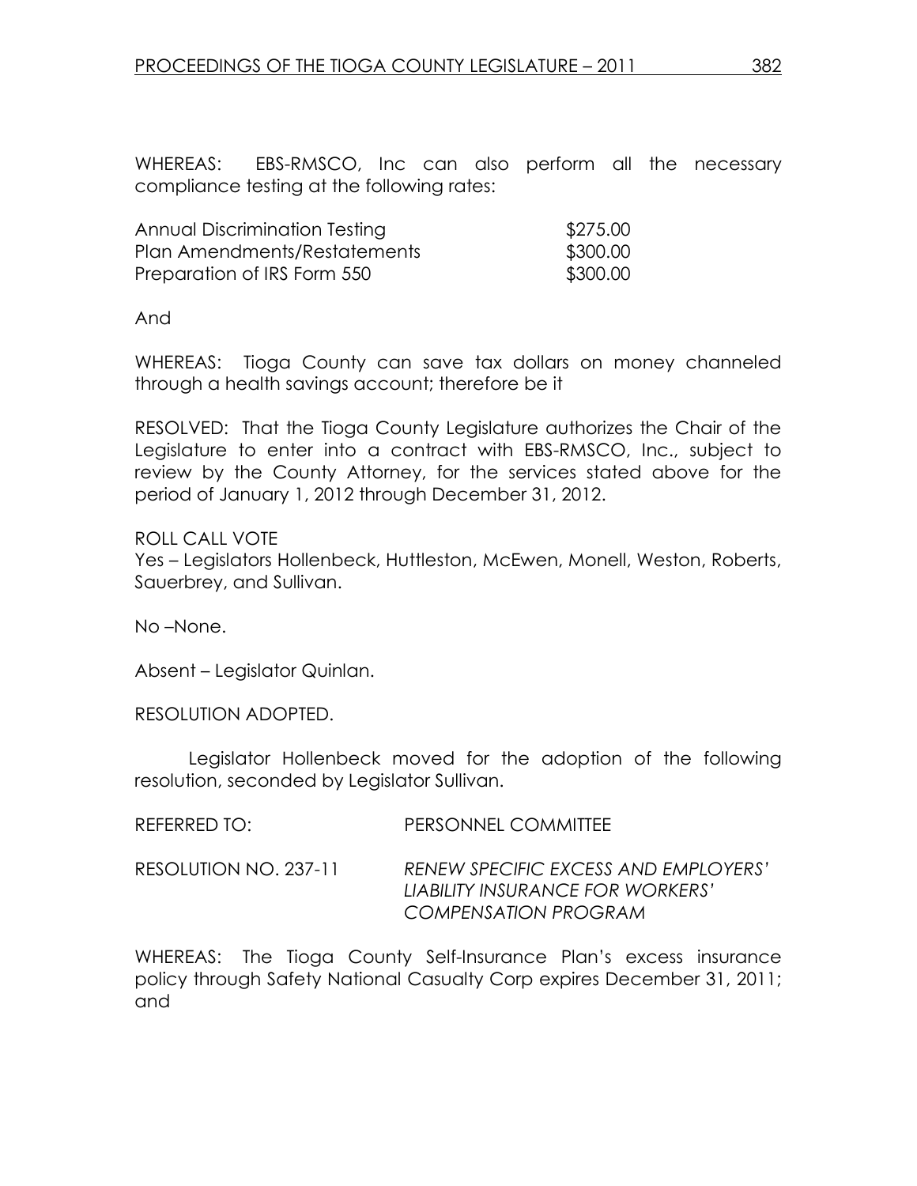WHEREAS: EBS-RMSCO, Inc can also perform all the necessary compliance testing at the following rates:

| | |
|---|---|
| Annual Discrimination Testing | $275.00 |
| Plan Amendments/Restatements | $300.00 |
| Preparation of IRS Form 550 | $300.00 |

And

WHEREAS: Tioga County can save tax dollars on money channeled through a health savings account; therefore be it

RESOLVED: That the Tioga County Legislature authorizes the Chair of the Legislature to enter into a contract with EBS-RMSCO, Inc., subject to review by the County Attorney, for the services stated above for the period of January 1, 2012 through December 31, 2012.

ROLL CALL VOTE
Yes – Legislators Hollenbeck, Huttleston, McEwen, Monell, Weston, Roberts, Sauerbrey, and Sullivan.

No –None.

Absent – Legislator Quinlan.

RESOLUTION ADOPTED.

Legislator Hollenbeck moved for the adoption of the following resolution, seconded by Legislator Sullivan.

REFERRED TO: PERSONNEL COMMITTEE

RESOLUTION NO. 237-11 *RENEW SPECIFIC EXCESS AND EMPLOYERS' LIABILITY INSURANCE FOR WORKERS' COMPENSATION PROGRAM*

WHEREAS: The Tioga County Self-Insurance Plan's excess insurance policy through Safety National Casualty Corp expires December 31, 2011; and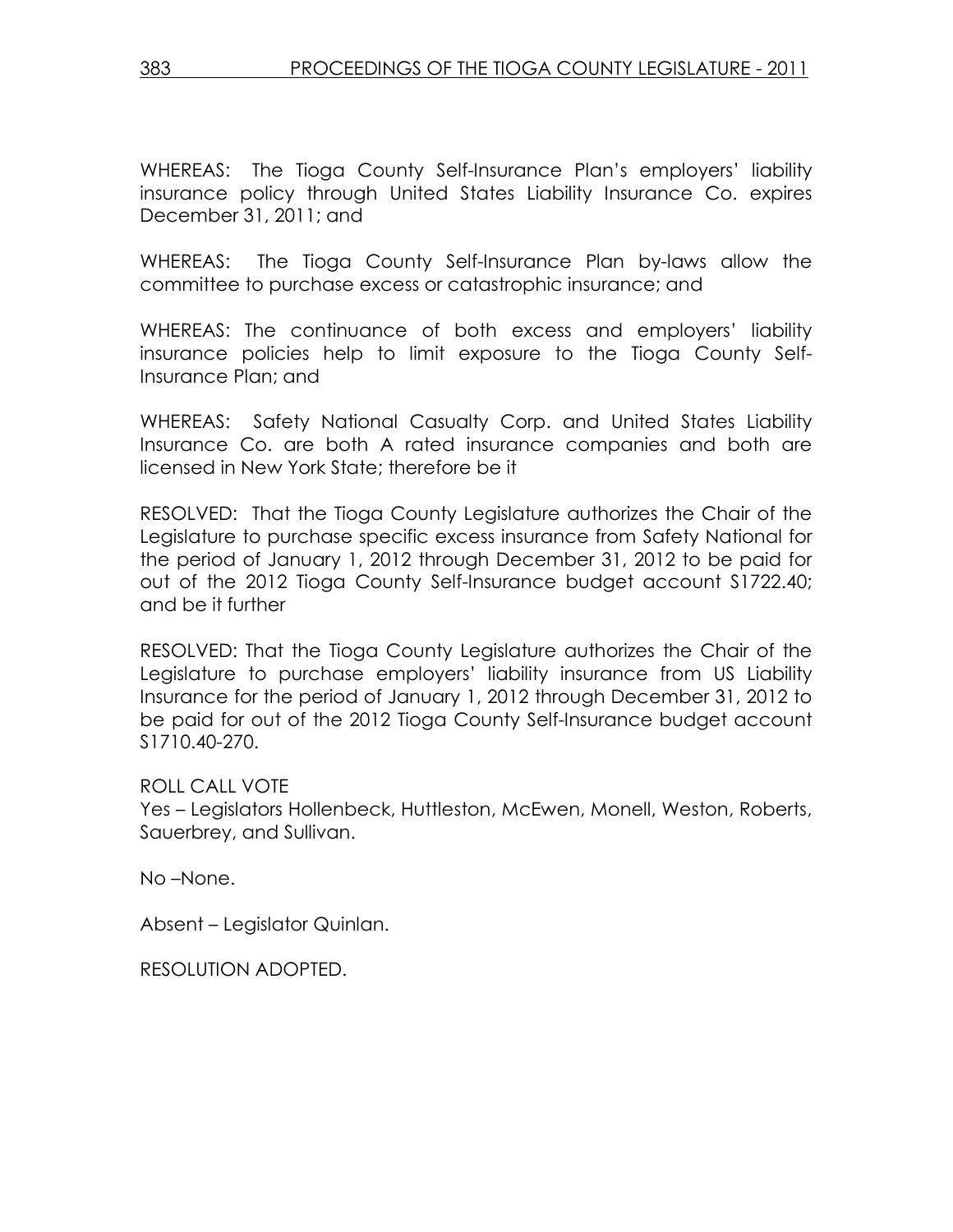WHEREAS: The Tioga County Self-Insurance Plan's employers' liability insurance policy through United States Liability Insurance Co. expires December 31, 2011; and

WHEREAS: The Tioga County Self-Insurance Plan by-laws allow the committee to purchase excess or catastrophic insurance; and

WHEREAS: The continuance of both excess and employers' liability insurance policies help to limit exposure to the Tioga County Self-Insurance Plan; and

WHEREAS: Safety National Casualty Corp. and United States Liability Insurance Co. are both A rated insurance companies and both are licensed in New York State; therefore be it

RESOLVED: That the Tioga County Legislature authorizes the Chair of the Legislature to purchase specific excess insurance from Safety National for the period of January 1, 2012 through December 31, 2012 to be paid for out of the 2012 Tioga County Self-Insurance budget account S1722.40; and be it further

RESOLVED: That the Tioga County Legislature authorizes the Chair of the Legislature to purchase employers' liability insurance from US Liability Insurance for the period of January 1, 2012 through December 31, 2012 to be paid for out of the 2012 Tioga County Self-Insurance budget account S1710.40-270.

ROLL CALL VOTE
Yes – Legislators Hollenbeck, Huttleston, McEwen, Monell, Weston, Roberts, Sauerbrey, and Sullivan.

No –None.

Absent – Legislator Quinlan.

RESOLUTION ADOPTED.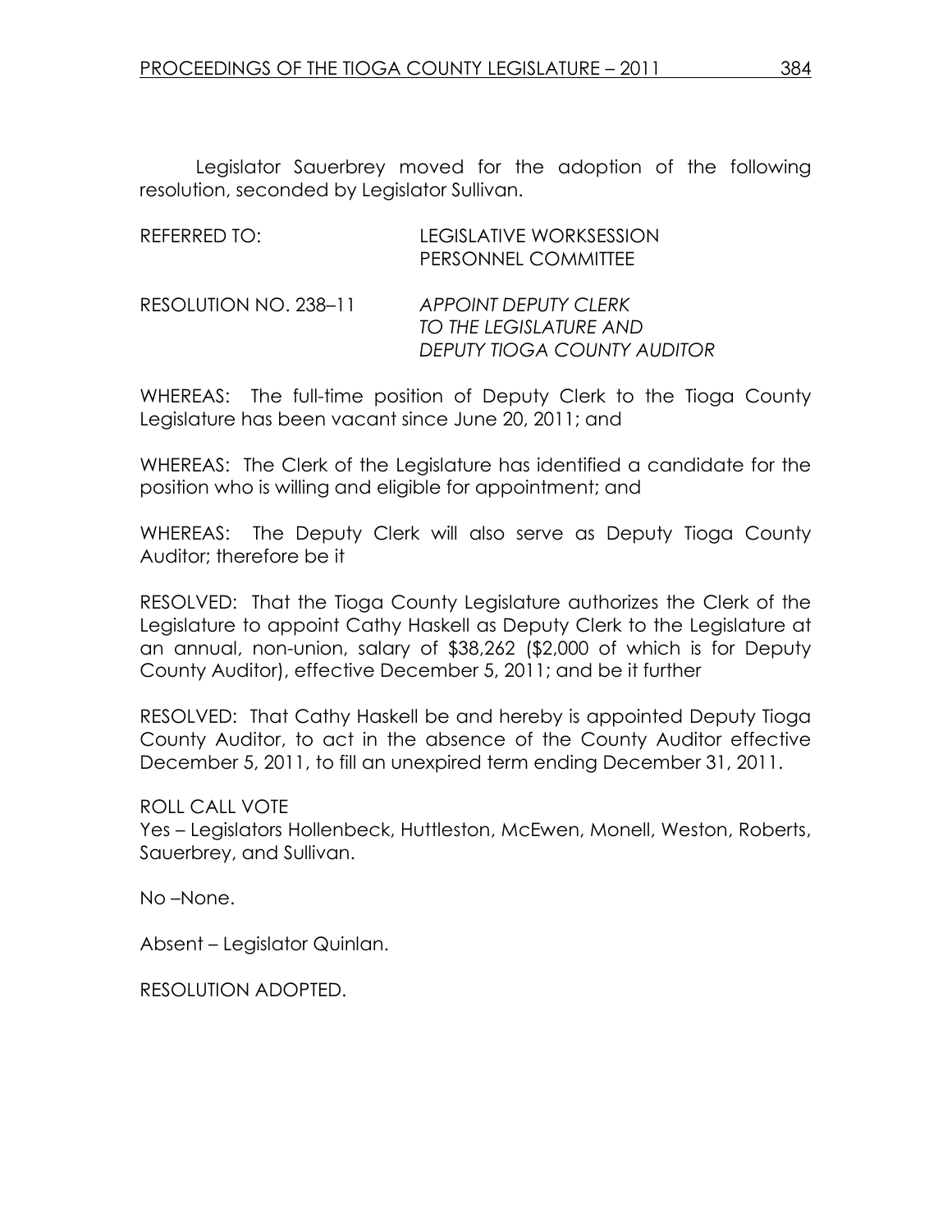Legislator Sauerbrey moved for the adoption of the following resolution, seconded by Legislator Sullivan.

REFERRED TO: LEGISLATIVE WORKSESSION
PERSONNEL COMMITTEE

RESOLUTION NO. 238–11 *APPOINT DEPUTY CLERK TO THE LEGISLATURE AND DEPUTY TIOGA COUNTY AUDITOR*

WHEREAS: The full-time position of Deputy Clerk to the Tioga County Legislature has been vacant since June 20, 2011; and

WHEREAS: The Clerk of the Legislature has identified a candidate for the position who is willing and eligible for appointment; and

WHEREAS: The Deputy Clerk will also serve as Deputy Tioga County Auditor; therefore be it

RESOLVED: That the Tioga County Legislature authorizes the Clerk of the Legislature to appoint Cathy Haskell as Deputy Clerk to the Legislature at an annual, non-union, salary of $38,262 ($2,000 of which is for Deputy County Auditor), effective December 5, 2011; and be it further

RESOLVED: That Cathy Haskell be and hereby is appointed Deputy Tioga County Auditor, to act in the absence of the County Auditor effective December 5, 2011, to fill an unexpired term ending December 31, 2011.

ROLL CALL VOTE
Yes – Legislators Hollenbeck, Huttleston, McEwen, Monell, Weston, Roberts, Sauerbrey, and Sullivan.

No –None.

Absent – Legislator Quinlan.

RESOLUTION ADOPTED.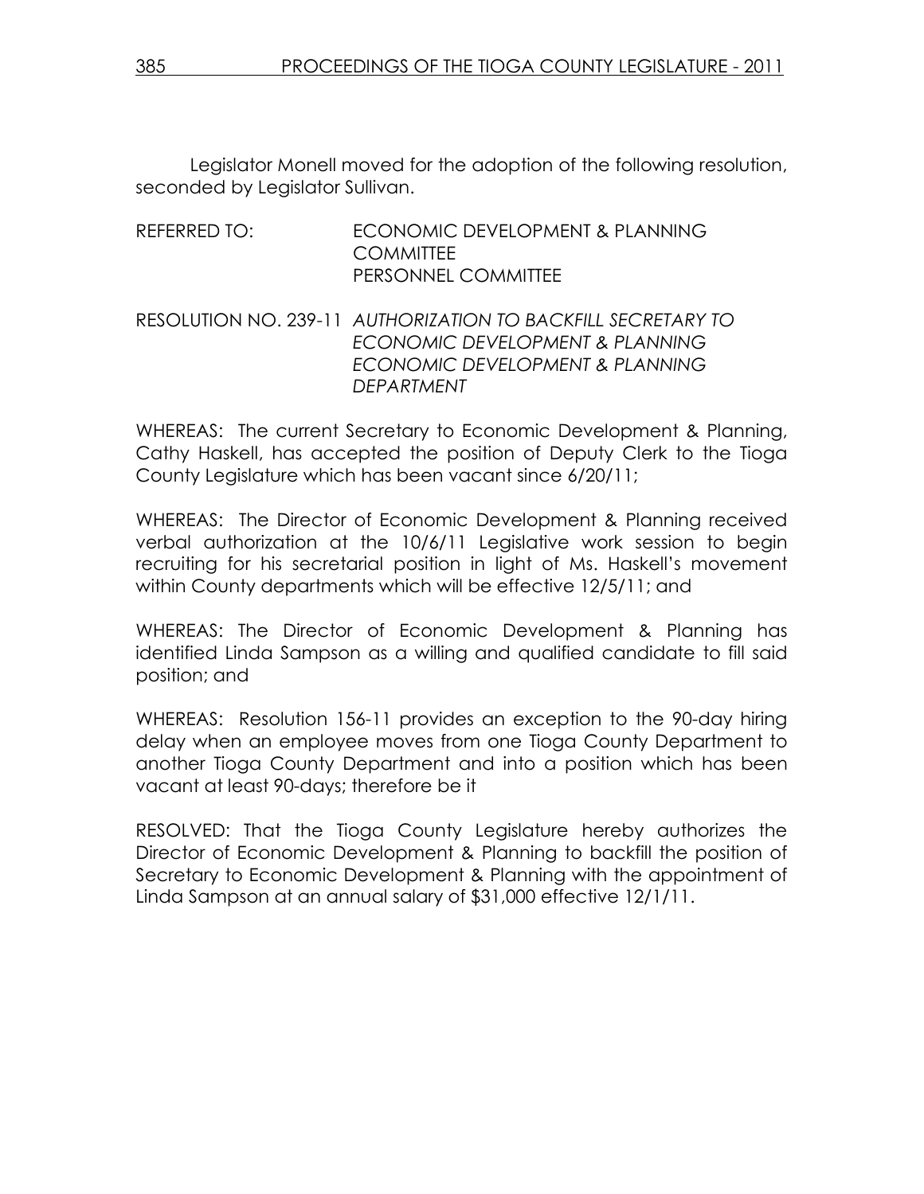Legislator Monell moved for the adoption of the following resolution, seconded by Legislator Sullivan.

REFERRED TO: ECONOMIC DEVELOPMENT & PLANNING COMMITTEE
PERSONNEL COMMITTEE

RESOLUTION NO. 239-11 *AUTHORIZATION TO BACKFILL SECRETARY TO ECONOMIC DEVELOPMENT & PLANNING ECONOMIC DEVELOPMENT & PLANNING DEPARTMENT*

WHEREAS: The current Secretary to Economic Development & Planning, Cathy Haskell, has accepted the position of Deputy Clerk to the Tioga County Legislature which has been vacant since 6/20/11;

WHEREAS: The Director of Economic Development & Planning received verbal authorization at the 10/6/11 Legislative work session to begin recruiting for his secretarial position in light of Ms. Haskell's movement within County departments which will be effective 12/5/11; and

WHEREAS: The Director of Economic Development & Planning has identified Linda Sampson as a willing and qualified candidate to fill said position; and

WHEREAS: Resolution 156-11 provides an exception to the 90-day hiring delay when an employee moves from one Tioga County Department to another Tioga County Department and into a position which has been vacant at least 90-days; therefore be it

RESOLVED: That the Tioga County Legislature hereby authorizes the Director of Economic Development & Planning to backfill the position of Secretary to Economic Development & Planning with the appointment of Linda Sampson at an annual salary of $31,000 effective 12/1/11.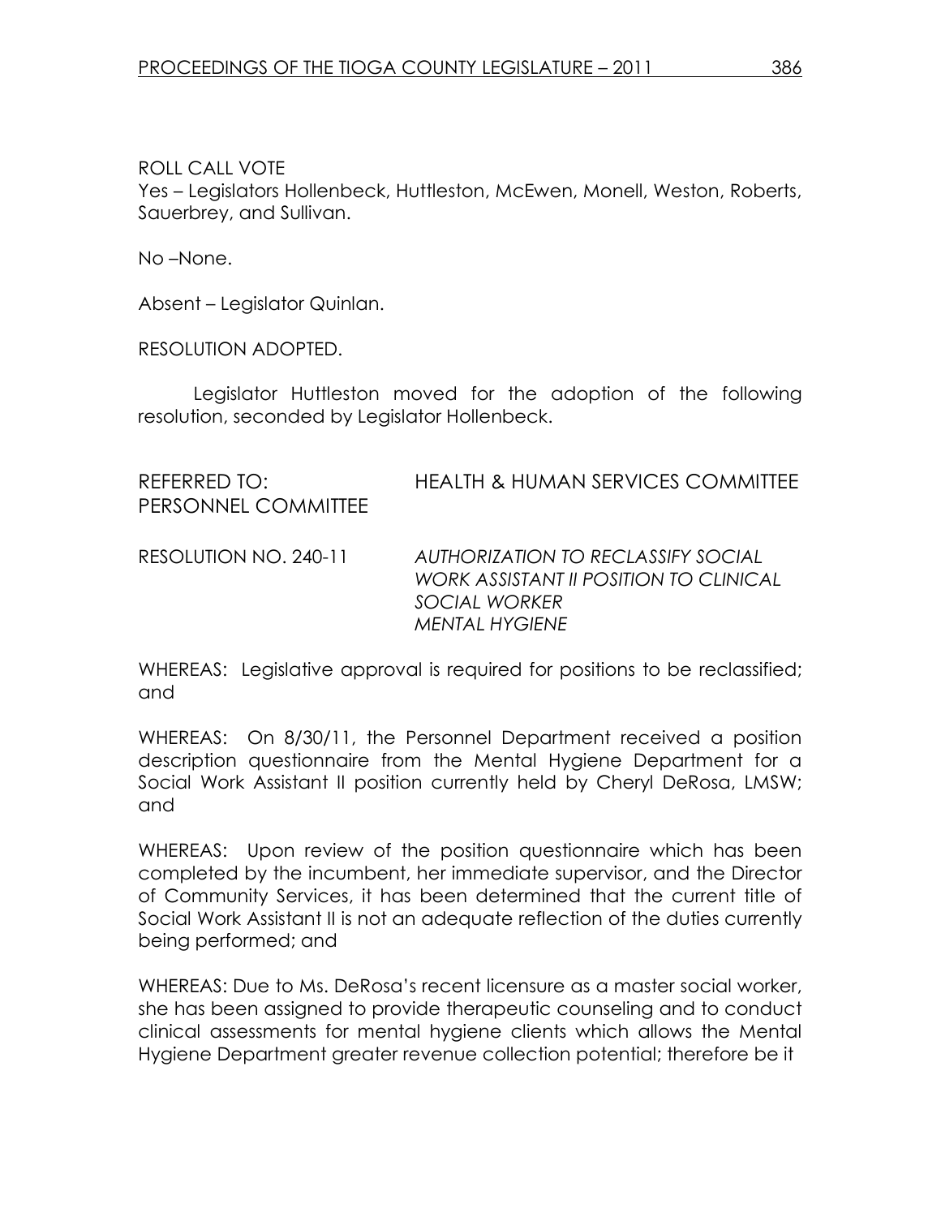ROLL CALL VOTE
Yes – Legislators Hollenbeck, Huttleston, McEwen, Monell, Weston, Roberts, Sauerbrey, and Sullivan.

No –None.

Absent – Legislator Quinlan.

RESOLUTION ADOPTED.

Legislator Huttleston moved for the adoption of the following resolution, seconded by Legislator Hollenbeck.

REFERRED TO: HEALTH & HUMAN SERVICES COMMITTEE
PERSONNEL COMMITTEE

RESOLUTION NO. 240-11 *AUTHORIZATION TO RECLASSIFY SOCIAL WORK ASSISTANT II POSITION TO CLINICAL SOCIAL WORKER MENTAL HYGIENE*

WHEREAS: Legislative approval is required for positions to be reclassified; and

WHEREAS: On 8/30/11, the Personnel Department received a position description questionnaire from the Mental Hygiene Department for a Social Work Assistant II position currently held by Cheryl DeRosa, LMSW; and

WHEREAS: Upon review of the position questionnaire which has been completed by the incumbent, her immediate supervisor, and the Director of Community Services, it has been determined that the current title of Social Work Assistant II is not an adequate reflection of the duties currently being performed; and

WHEREAS: Due to Ms. DeRosa's recent licensure as a master social worker, she has been assigned to provide therapeutic counseling and to conduct clinical assessments for mental hygiene clients which allows the Mental Hygiene Department greater revenue collection potential; therefore be it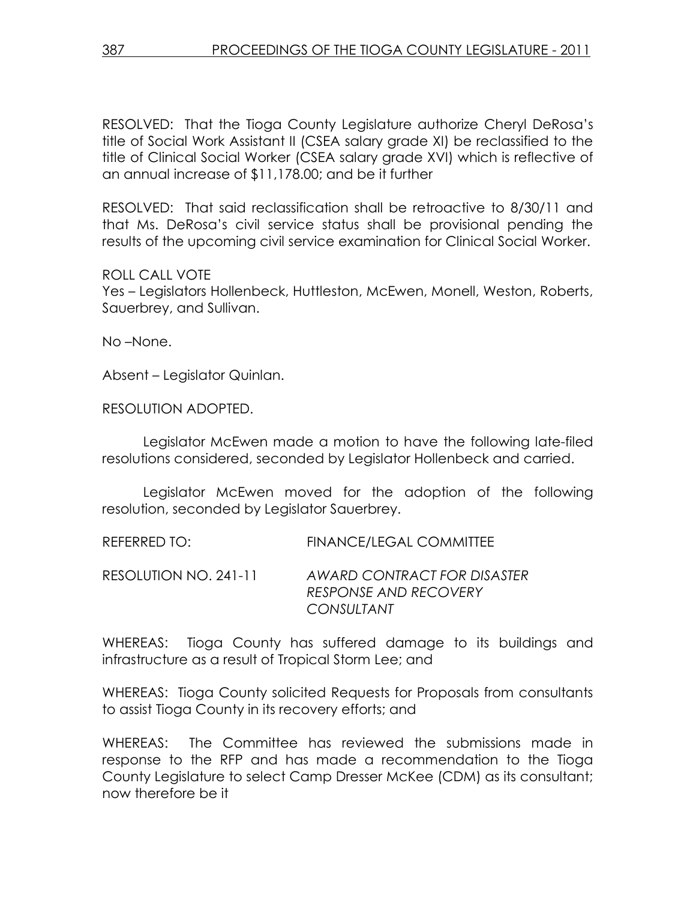RESOLVED: That the Tioga County Legislature authorize Cheryl DeRosa's title of Social Work Assistant II (CSEA salary grade XI) be reclassified to the title of Clinical Social Worker (CSEA salary grade XVI) which is reflective of an annual increase of $11,178.00; and be it further

RESOLVED: That said reclassification shall be retroactive to 8/30/11 and that Ms. DeRosa's civil service status shall be provisional pending the results of the upcoming civil service examination for Clinical Social Worker.

ROLL CALL VOTE
Yes – Legislators Hollenbeck, Huttleston, McEwen, Monell, Weston, Roberts, Sauerbrey, and Sullivan.

No –None.

Absent – Legislator Quinlan.

RESOLUTION ADOPTED.

Legislator McEwen made a motion to have the following late-filed resolutions considered, seconded by Legislator Hollenbeck and carried.

Legislator McEwen moved for the adoption of the following resolution, seconded by Legislator Sauerbrey.

REFERRED TO: FINANCE/LEGAL COMMITTEE

RESOLUTION NO. 241-11 *AWARD CONTRACT FOR DISASTER RESPONSE AND RECOVERY CONSULTANT*

WHEREAS: Tioga County has suffered damage to its buildings and infrastructure as a result of Tropical Storm Lee; and

WHEREAS: Tioga County solicited Requests for Proposals from consultants to assist Tioga County in its recovery efforts; and

WHEREAS: The Committee has reviewed the submissions made in response to the RFP and has made a recommendation to the Tioga County Legislature to select Camp Dresser McKee (CDM) as its consultant; now therefore be it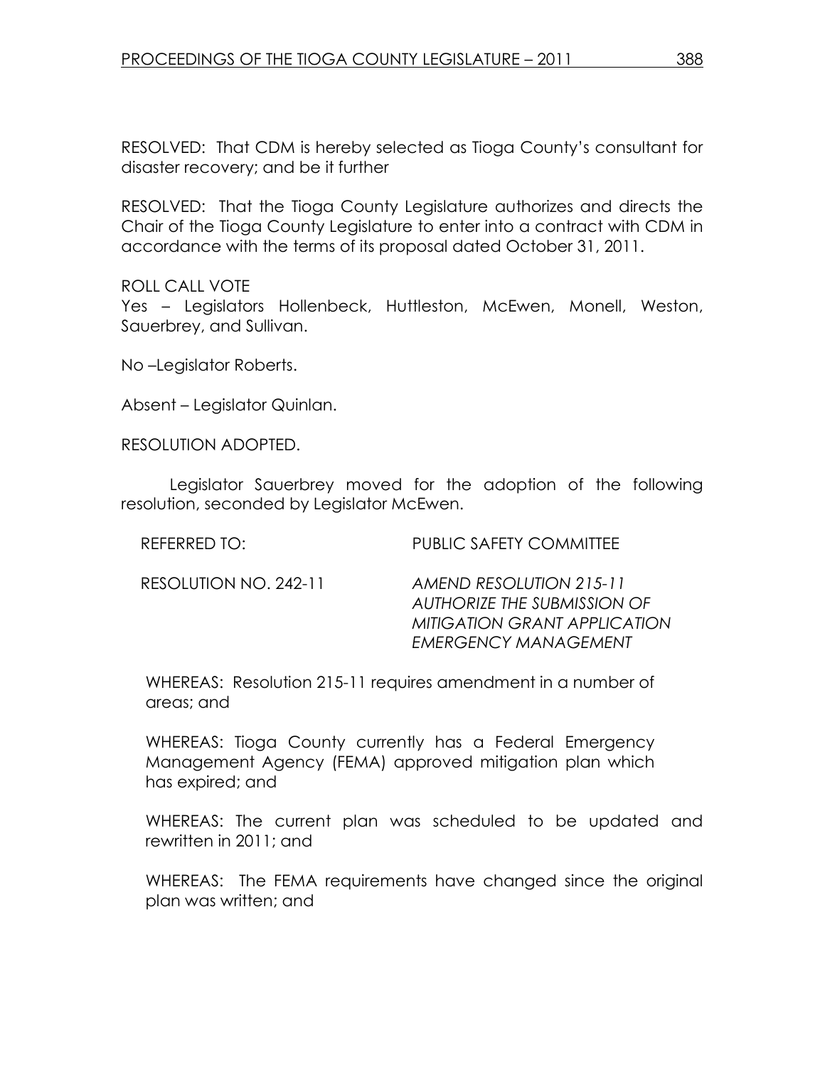RESOLVED: That CDM is hereby selected as Tioga County's consultant for disaster recovery; and be it further

RESOLVED: That the Tioga County Legislature authorizes and directs the Chair of the Tioga County Legislature to enter into a contract with CDM in accordance with the terms of its proposal dated October 31, 2011.

ROLL CALL VOTE
Yes – Legislators Hollenbeck, Huttleston, McEwen, Monell, Weston, Sauerbrey, and Sullivan.

No –Legislator Roberts.

Absent – Legislator Quinlan.

RESOLUTION ADOPTED.

Legislator Sauerbrey moved for the adoption of the following resolution, seconded by Legislator McEwen.

| | |
|---|---|
| REFERRED TO: | PUBLIC SAFETY COMMITTEE |
| RESOLUTION NO. 242-11 | *AMEND RESOLUTION 215-11 AUTHORIZE THE SUBMISSION OF MITIGATION GRANT APPLICATION EMERGENCY MANAGEMENT* |

WHEREAS: Resolution 215-11 requires amendment in a number of areas; and

WHEREAS: Tioga County currently has a Federal Emergency Management Agency (FEMA) approved mitigation plan which has expired; and

WHEREAS: The current plan was scheduled to be updated and rewritten in 2011; and

WHEREAS: The FEMA requirements have changed since the original plan was written; and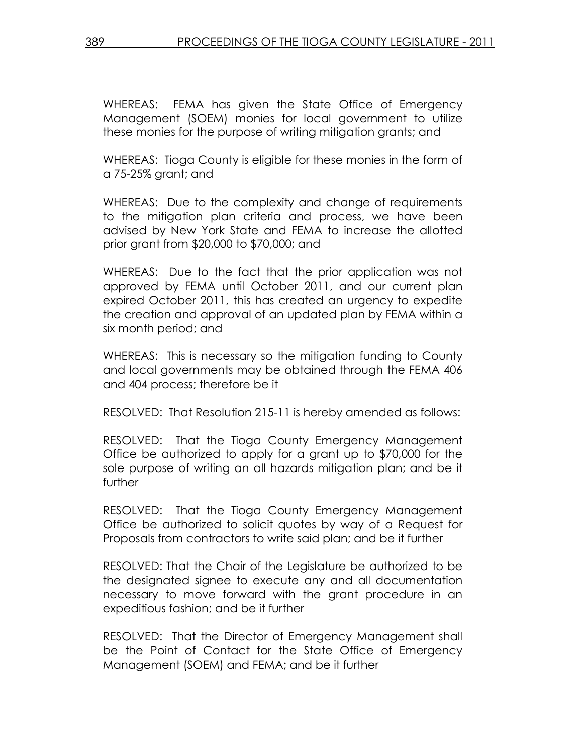WHEREAS: FEMA has given the State Office of Emergency Management (SOEM) monies for local government to utilize these monies for the purpose of writing mitigation grants; and

WHEREAS: Tioga County is eligible for these monies in the form of a 75-25% grant; and

WHEREAS: Due to the complexity and change of requirements to the mitigation plan criteria and process, we have been advised by New York State and FEMA to increase the allotted prior grant from $20,000 to $70,000; and

WHEREAS: Due to the fact that the prior application was not approved by FEMA until October 2011, and our current plan expired October 2011, this has created an urgency to expedite the creation and approval of an updated plan by FEMA within a six month period; and

WHEREAS: This is necessary so the mitigation funding to County and local governments may be obtained through the FEMA 406 and 404 process; therefore be it

RESOLVED: That Resolution 215-11 is hereby amended as follows:

RESOLVED: That the Tioga County Emergency Management Office be authorized to apply for a grant up to $70,000 for the sole purpose of writing an all hazards mitigation plan; and be it further

RESOLVED: That the Tioga County Emergency Management Office be authorized to solicit quotes by way of a Request for Proposals from contractors to write said plan; and be it further

RESOLVED: That the Chair of the Legislature be authorized to be the designated signee to execute any and all documentation necessary to move forward with the grant procedure in an expeditious fashion; and be it further

RESOLVED: That the Director of Emergency Management shall be the Point of Contact for the State Office of Emergency Management (SOEM) and FEMA; and be it further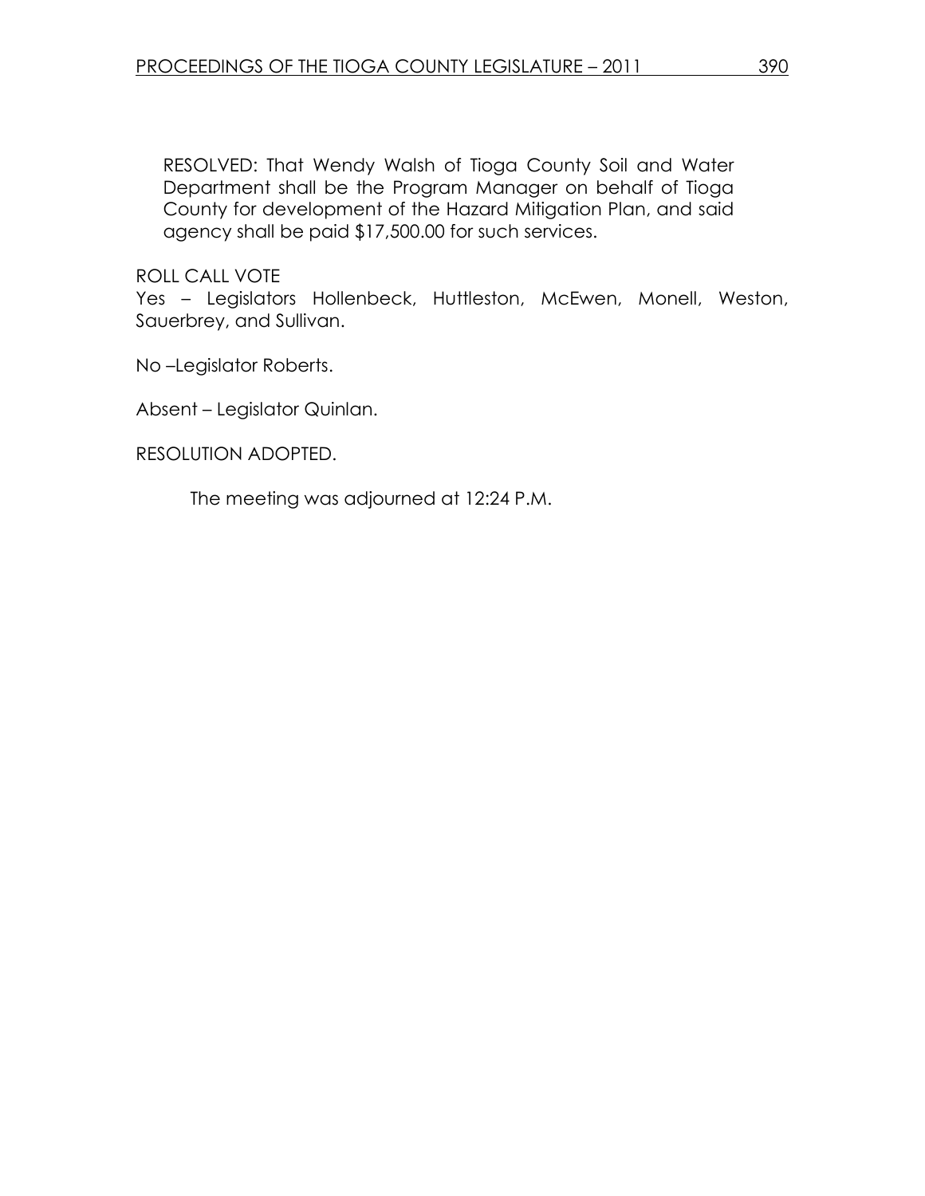RESOLVED: That Wendy Walsh of Tioga County Soil and Water Department shall be the Program Manager on behalf of Tioga County for development of the Hazard Mitigation Plan, and said agency shall be paid $17,500.00 for such services.

ROLL CALL VOTE

Yes – Legislators Hollenbeck, Huttleston, McEwen, Monell, Weston, Sauerbrey, and Sullivan.

No –Legislator Roberts.

Absent – Legislator Quinlan.

RESOLUTION ADOPTED.

The meeting was adjourned at 12:24 P.M.